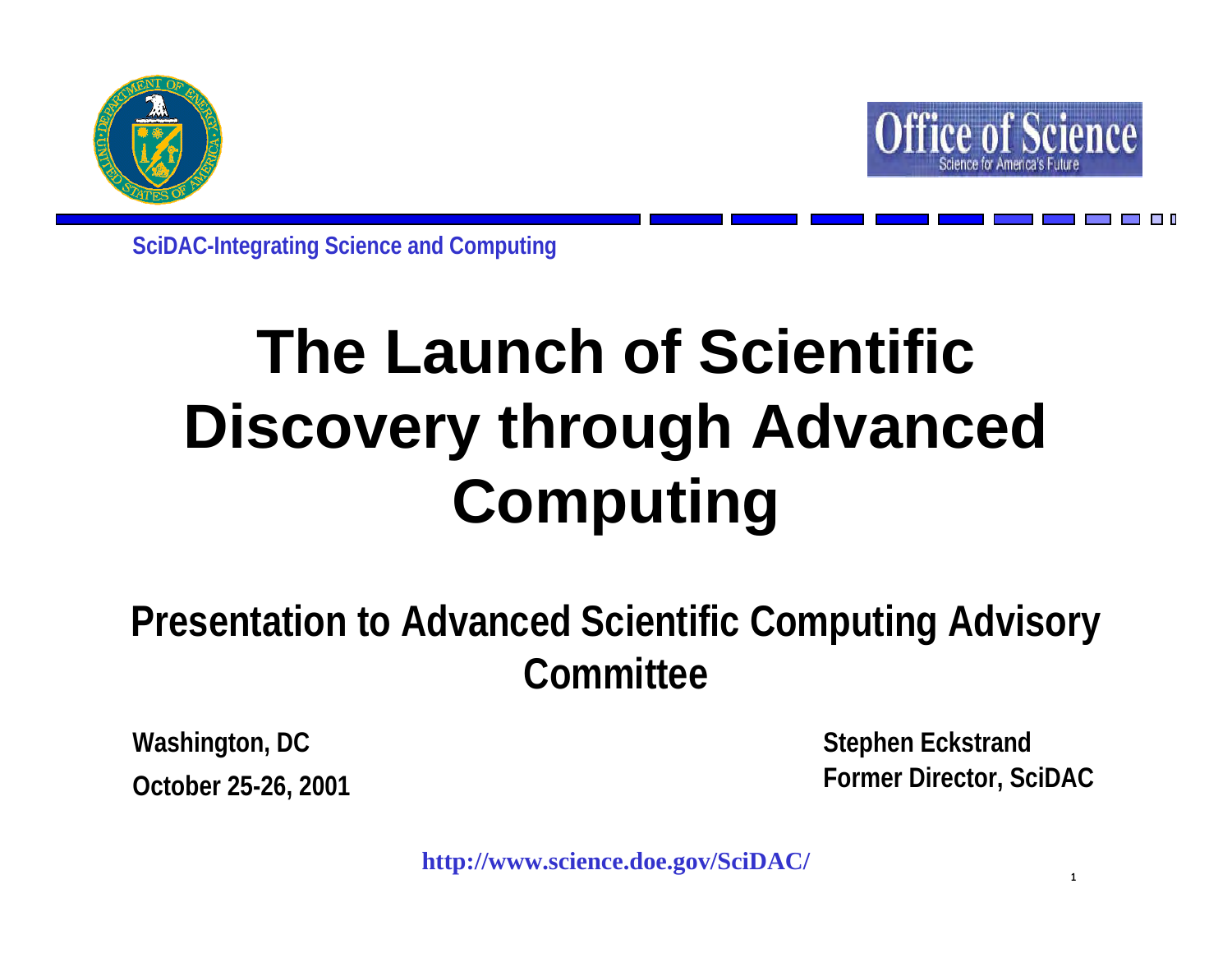SciDAC-Integrating Science and Computing

# The Launch of Scientific Discovery through Advanced Computing

## Presentation to Advanced Scientific Computing Advisory Committee

**Washington, DC**

**October 25-26, 2001**

**Stephen Eckstrand**

**Former Director, SciDAC**

http://www.science.doe.gov/SciDAC/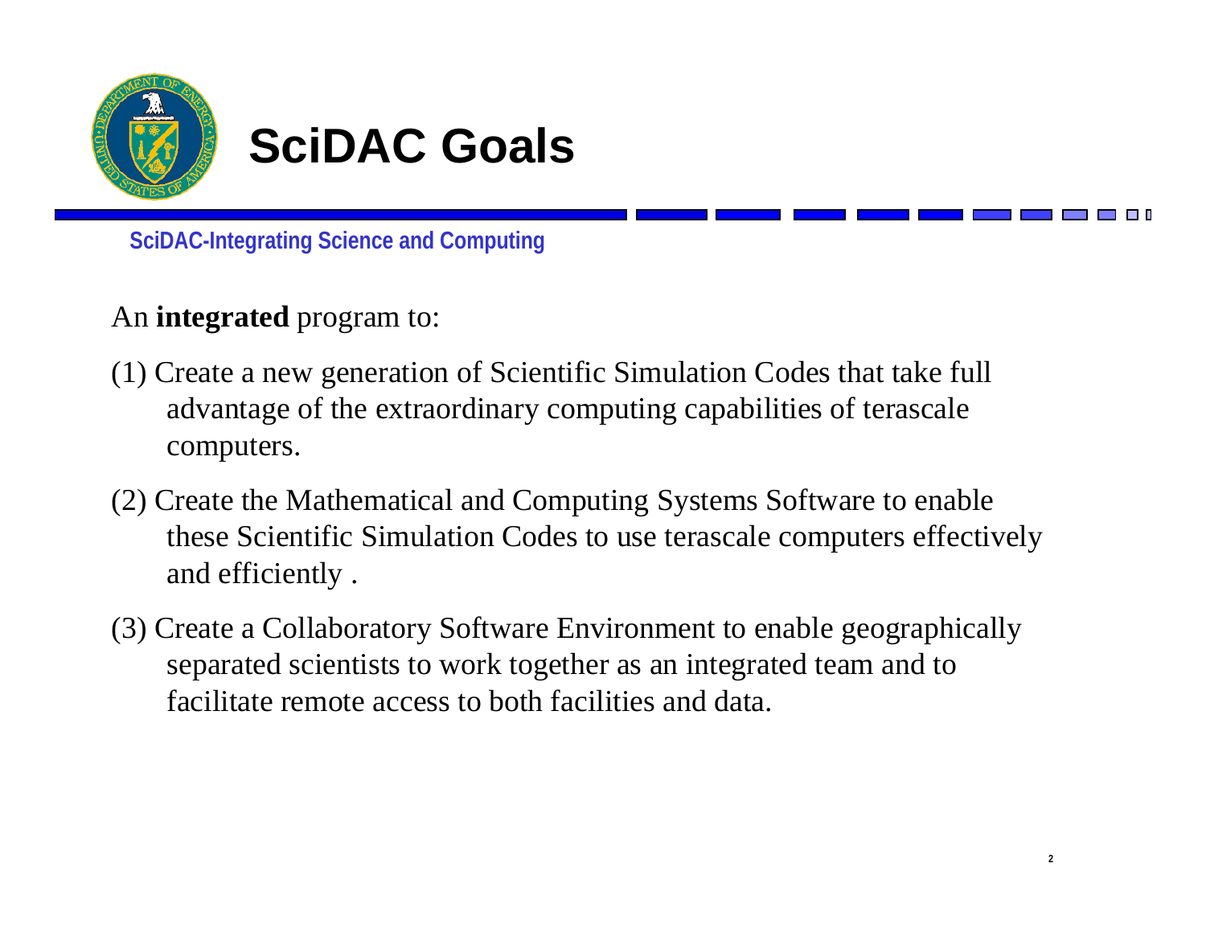# SciDAC Goals

**SciDAC-Integrating Science and Computing**

An **integrated** program to:

(1) Create a new generation of Scientific Simulation Codes that take full advantage of the extraordinary computing capabilities of terascale computers.

(2) Create the Mathematical and Computing Systems Software to enable these Scientific Simulation Codes to use terascale computers effectively and efficiently .

(3) Create a Collaboratory Software Environment to enable geographically separated scientists to work together as an integrated team and to facilitate remote access to both facilities and data.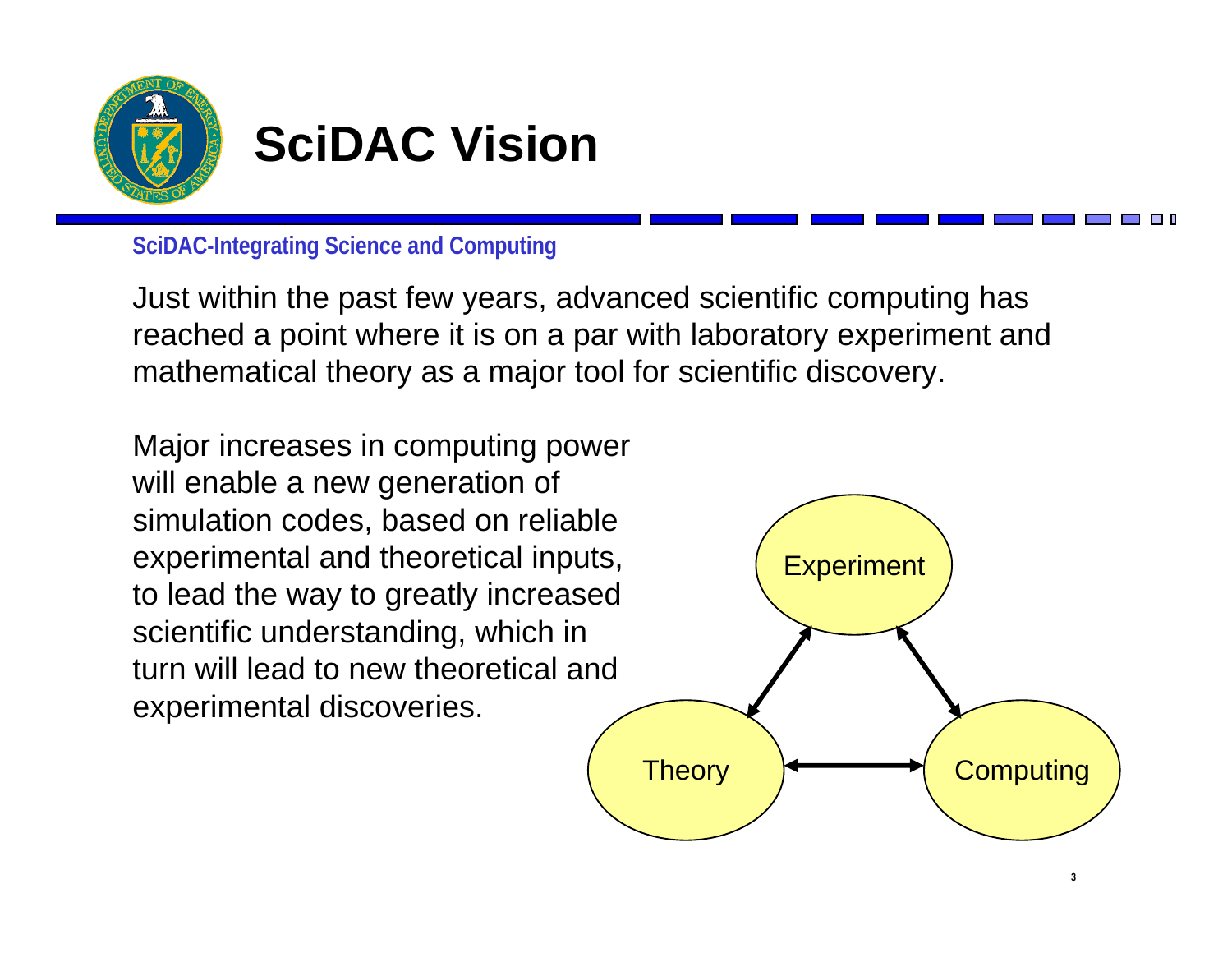# SciDAC Vision

**SciDAC-Integrating Science and Computing**

Just within the past few years, advanced scientific computing has reached a point where it is on a par with laboratory experiment and mathematical theory as a major tool for scientific discovery.

Major increases in computing power will enable a new generation of simulation codes, based on reliable experimental and theoretical inputs, to lead the way to greatly increased scientific understanding, which in turn will lead to new theoretical and experimental discoveries.

Experiment

Theory

Computing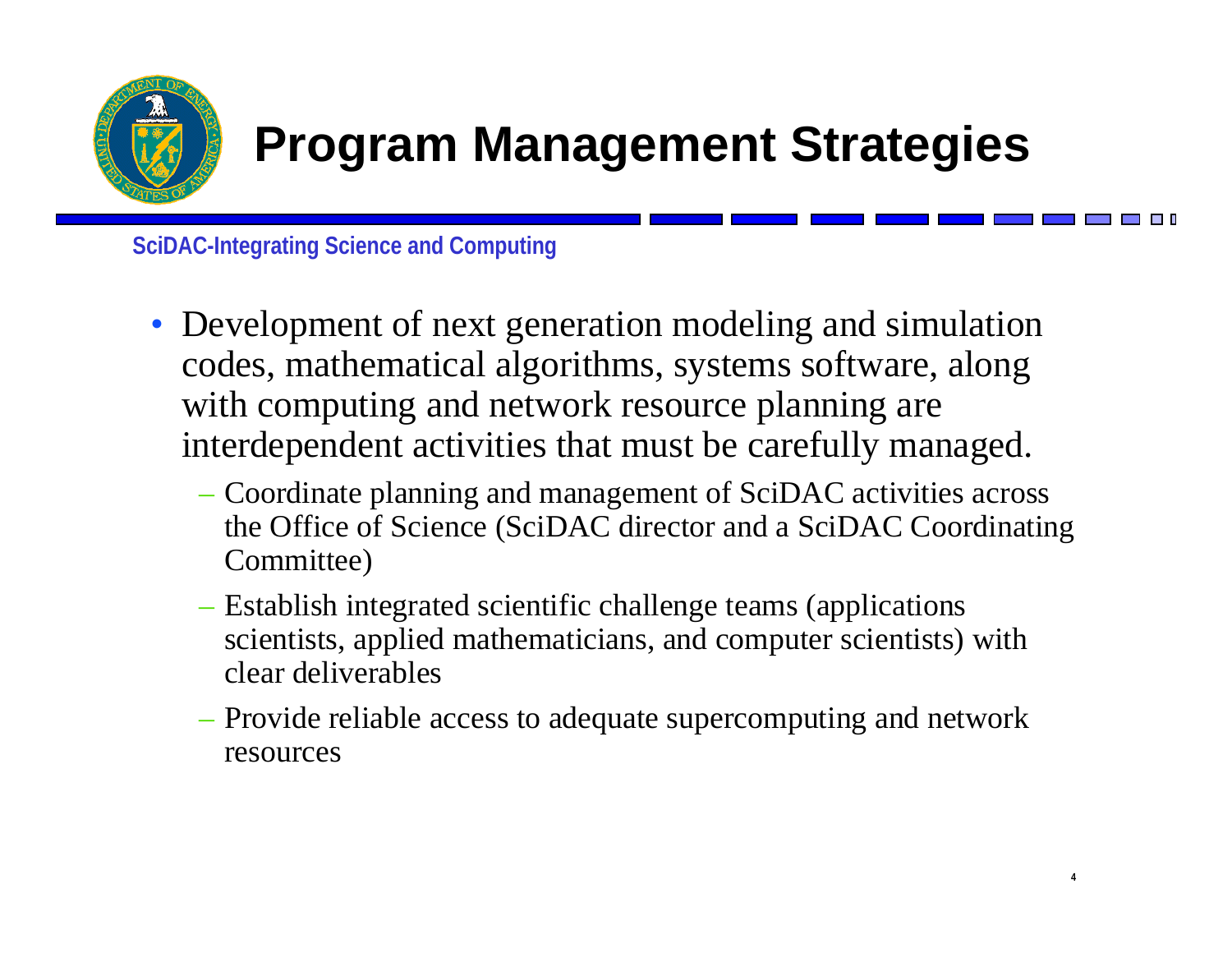# Program Management Strategies

**SciDAC-Integrating Science and Computing**

- Development of next generation modeling and simulation codes, mathematical algorithms, systems software, along with computing and network resource planning are interdependent activities that must be carefully managed.
  - Coordinate planning and management of SciDAC activities across the Office of Science (SciDAC director and a SciDAC Coordinating Committee)
  - Establish integrated scientific challenge teams (applications scientists, applied mathematicians, and computer scientists) with clear deliverables
  - Provide reliable access to adequate supercomputing and network resources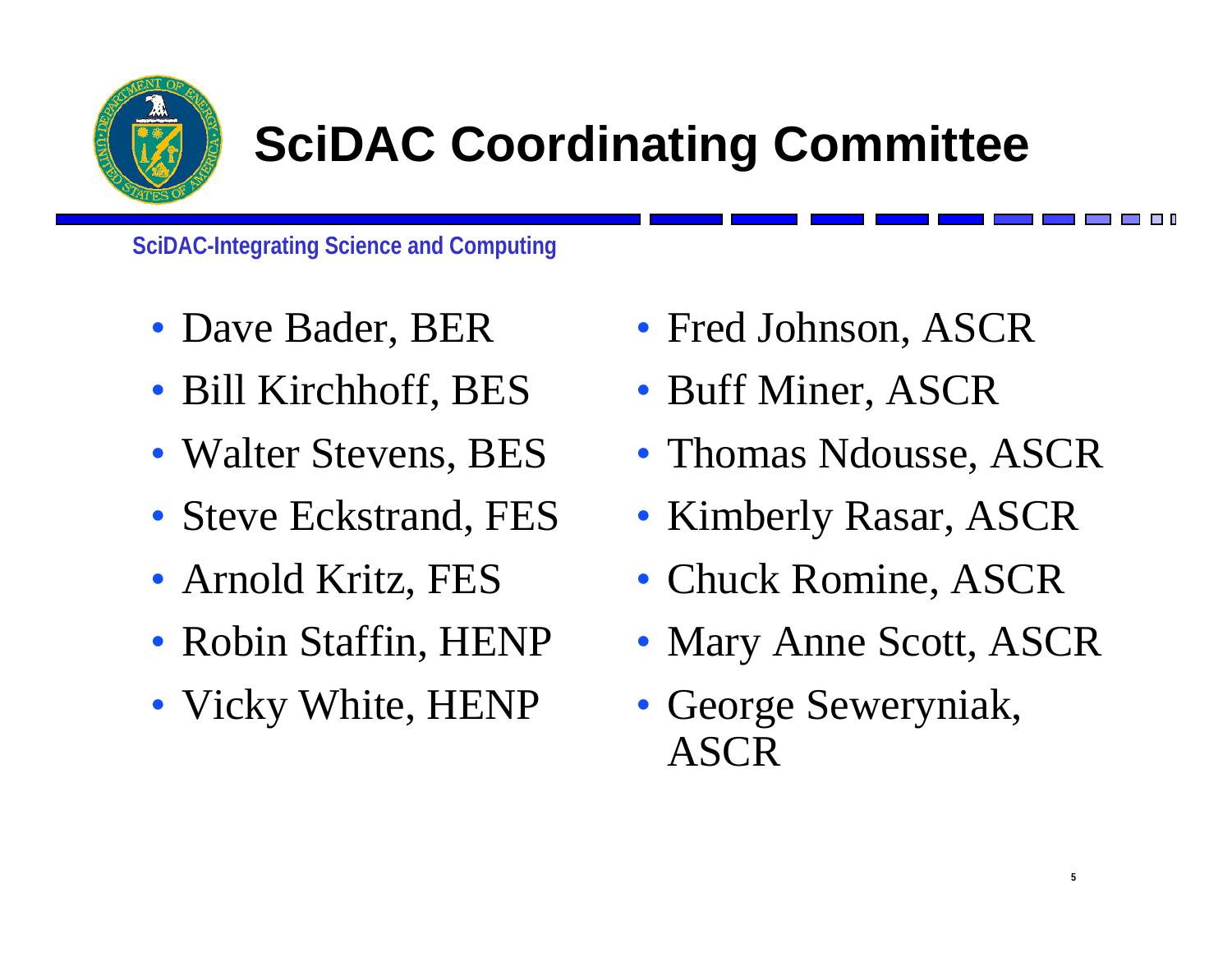# SciDAC Coordinating Committee

SciDAC-Integrating Science and Computing

- Dave Bader, BER
- Bill Kirchhoff, BES
- Walter Stevens, BES
- Steve Eckstrand, FES
- Arnold Kritz, FES
- Robin Staffin, HENP
- Vicky White, HENP
- Fred Johnson, ASCR
- Buff Miner, ASCR
- Thomas Ndousse, ASCR
- Kimberly Rasar, ASCR
- Chuck Romine, ASCR
- Mary Anne Scott, ASCR
- George Seweryniak, ASCR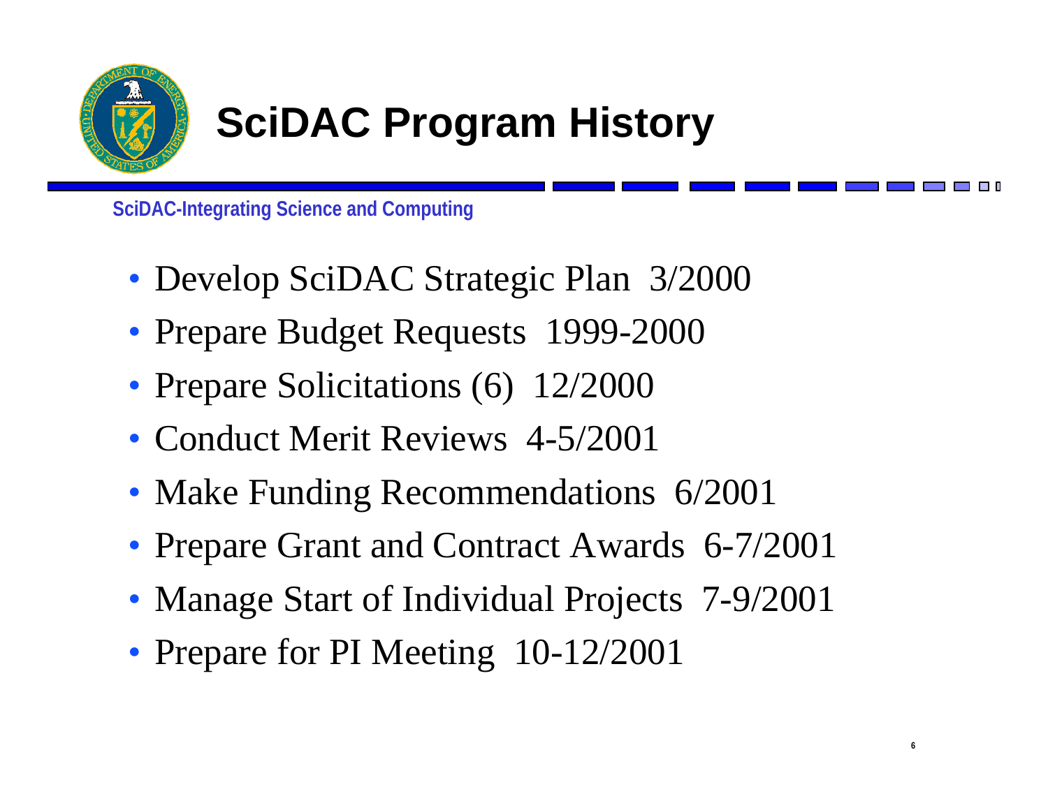# SciDAC Program History

SciDAC-Integrating Science and Computing

- Develop SciDAC Strategic Plan 3/2000
- Prepare Budget Requests 1999-2000
- Prepare Solicitations (6) 12/2000
- Conduct Merit Reviews 4-5/2001
- Make Funding Recommendations 6/2001
- Prepare Grant and Contract Awards 6-7/2001
- Manage Start of Individual Projects 7-9/2001
- Prepare for PI Meeting 10-12/2001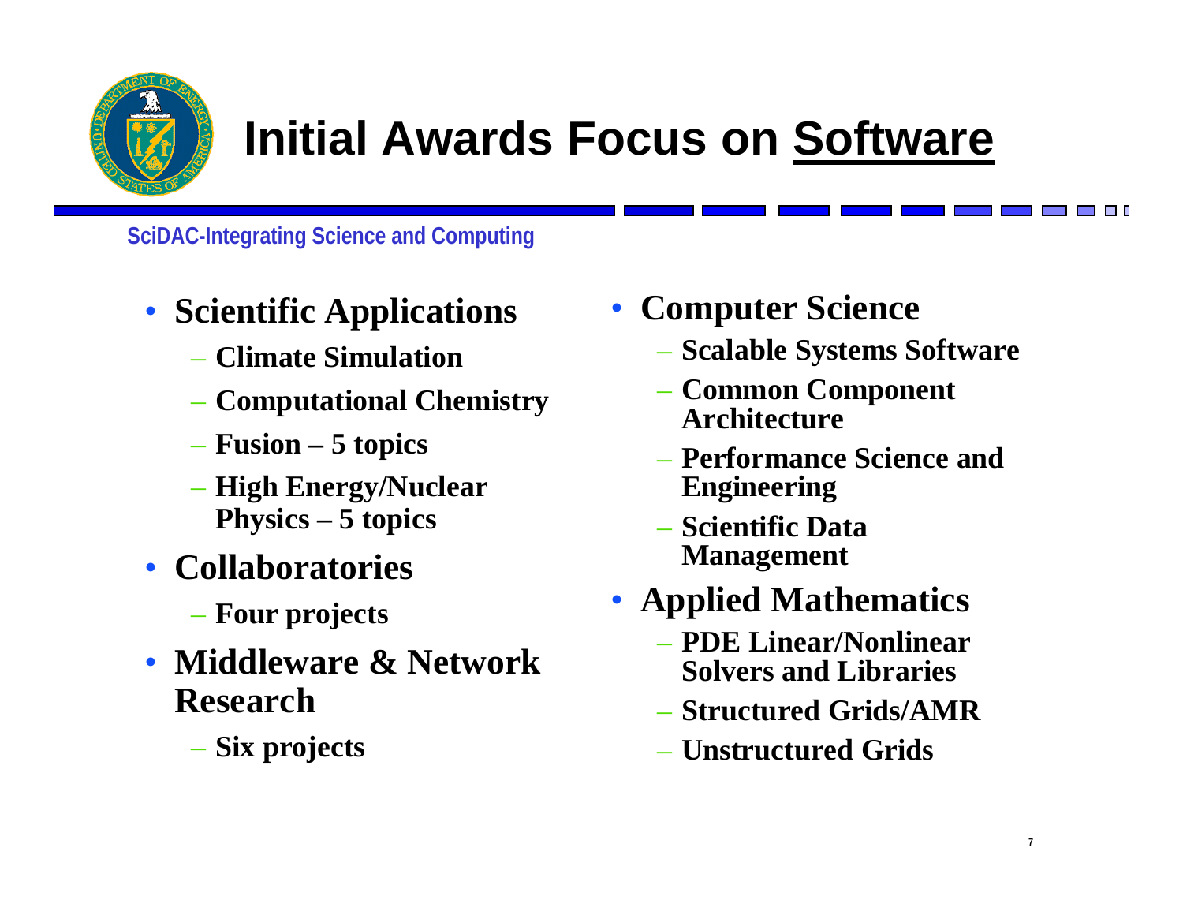# Initial Awards Focus on Software

SciDAC-Integrating Science and Computing

- **Scientific Applications**
  - **Climate Simulation**
  - **Computational Chemistry**
  - **Fusion – 5 topics**
  - **High Energy/Nuclear Physics – 5 topics**
- **Collaboratories**
  - **Four projects**
- **Middleware & Network Research**
  - **Six projects**
- **Computer Science**
  - **Scalable Systems Software**
  - **Common Component Architecture**
  - **Performance Science and Engineering**
  - **Scientific Data Management**
- **Applied Mathematics**
  - **PDE Linear/Nonlinear Solvers and Libraries**
  - **Structured Grids/AMR**
  - **Unstructured Grids**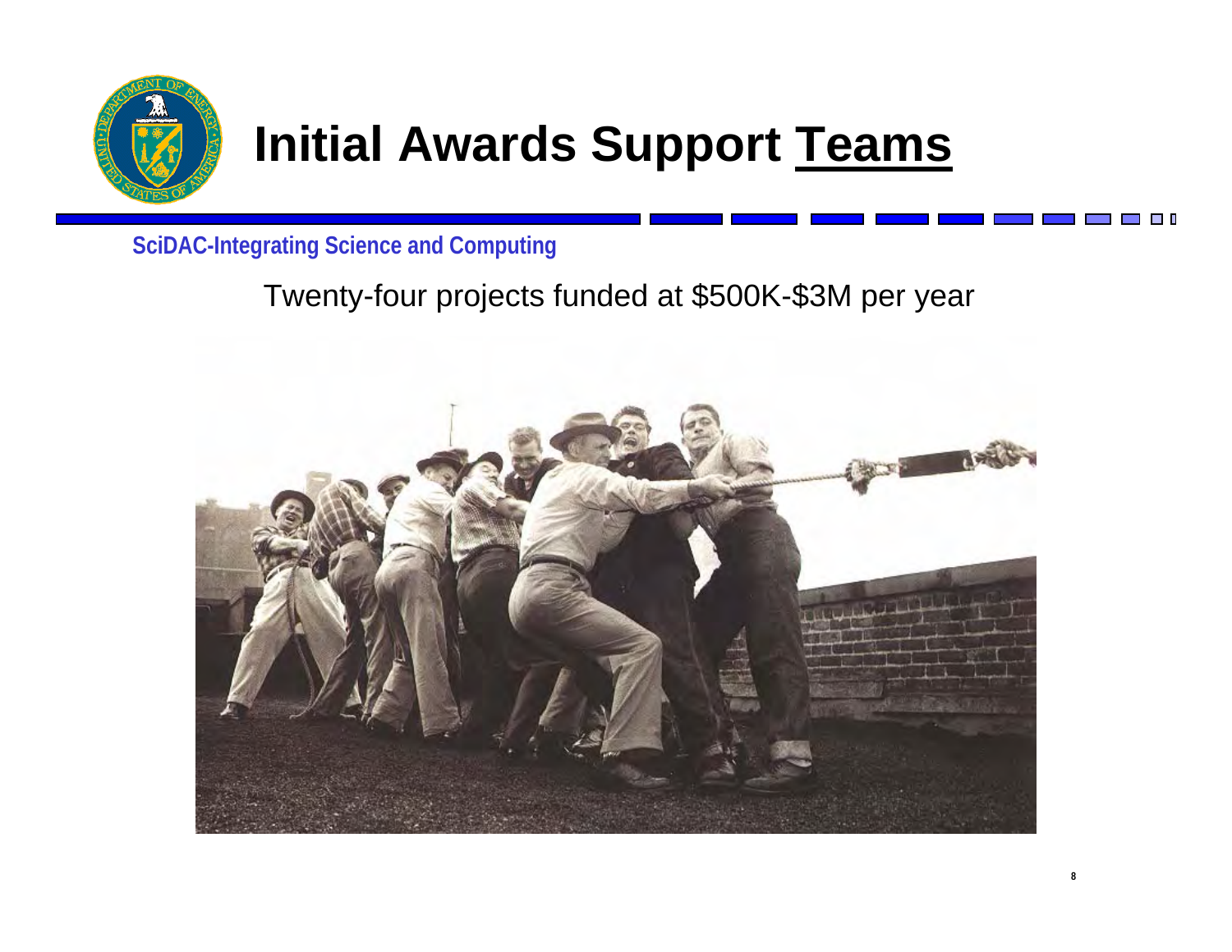# Initial Awards Support Teams

**SciDAC-Integrating Science and Computing**

Twenty-four projects funded at $500K-$3M per year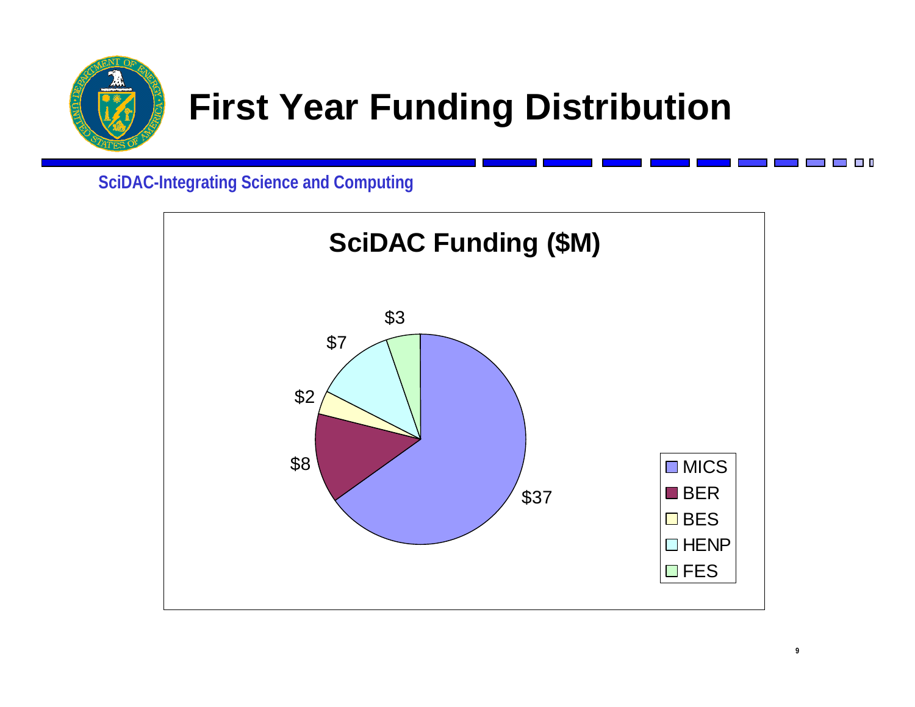# First Year Funding Distribution

**SciDAC-Integrating Science and Computing**

## SciDAC Funding ($M)

| Program | Funding ($M) |
|---|---|
| MICS | $37 |
| BER | $8 |
| BES | $2 |
| HENP | $7 |
| FES | $3 |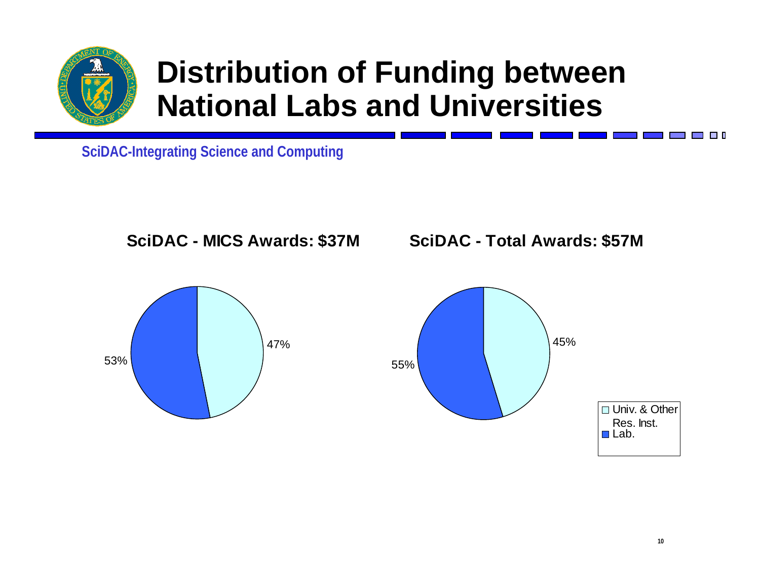# Distribution of Funding between National Labs and Universities

**SciDAC-Integrating Science and Computing**

**SciDAC - MICS Awards: $37M**

53%

47%

**SciDAC - Total Awards: $57M**

55%

45%

Univ. & Other Res. Inst.

Lab.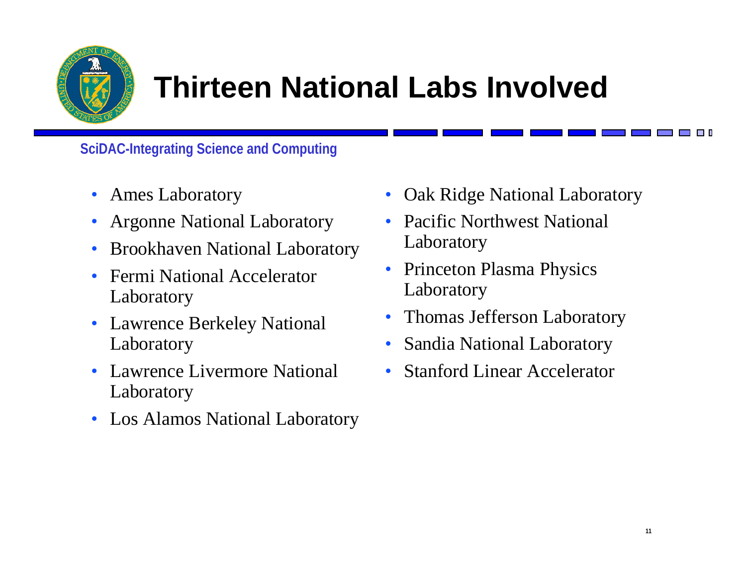# Thirteen National Labs Involved

**SciDAC-Integrating Science and Computing**

- Ames Laboratory
- Argonne National Laboratory
- Brookhaven National Laboratory
- Fermi National Accelerator Laboratory
- Lawrence Berkeley National Laboratory
- Lawrence Livermore National Laboratory
- Los Alamos National Laboratory
- Oak Ridge National Laboratory
- Pacific Northwest National Laboratory
- Princeton Plasma Physics Laboratory
- Thomas Jefferson Laboratory
- Sandia National Laboratory
- Stanford Linear Accelerator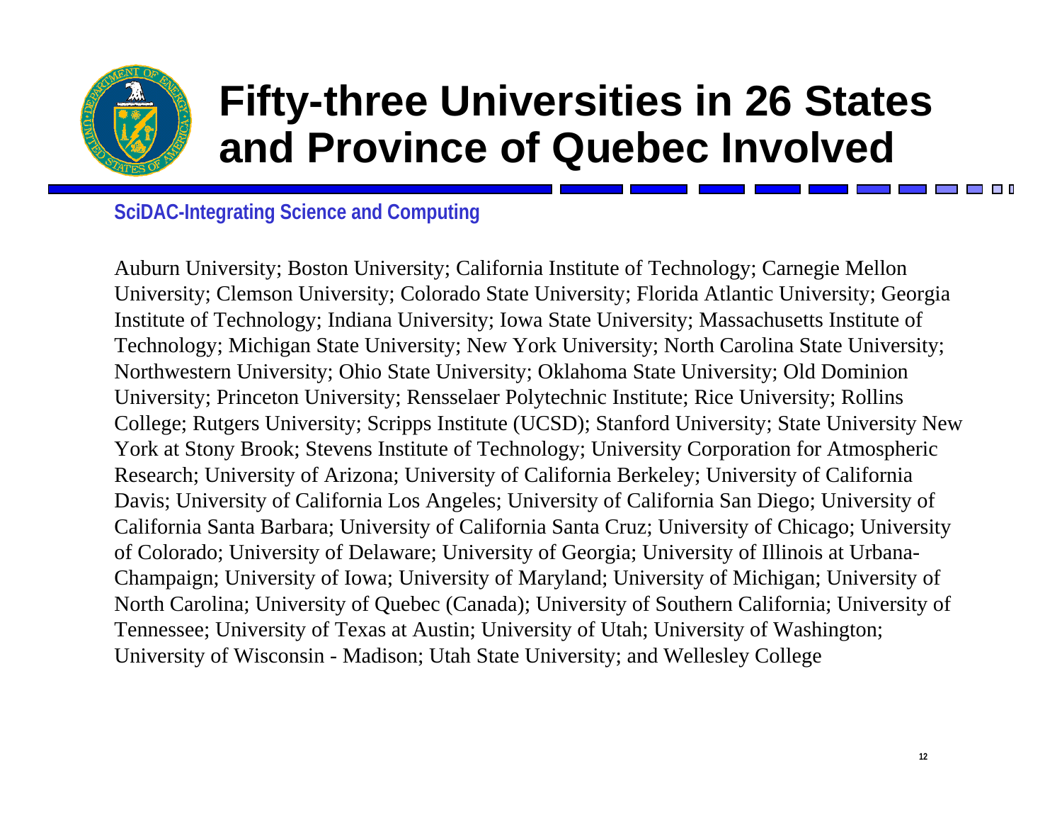# Fifty-three Universities in 26 States and Province of Quebec Involved

**SciDAC-Integrating Science and Computing**

Auburn University; Boston University; California Institute of Technology; Carnegie Mellon University; Clemson University; Colorado State University; Florida Atlantic University; Georgia Institute of Technology; Indiana University; Iowa State University; Massachusetts Institute of Technology; Michigan State University; New York University; North Carolina State University; Northwestern University; Ohio State University; Oklahoma State University; Old Dominion University; Princeton University; Rensselaer Polytechnic Institute; Rice University; Rollins College; Rutgers University; Scripps Institute (UCSD); Stanford University; State University New York at Stony Brook; Stevens Institute of Technology; University Corporation for Atmospheric Research; University of Arizona; University of California Berkeley; University of California Davis; University of California Los Angeles; University of California San Diego; University of California Santa Barbara; University of California Santa Cruz; University of Chicago; University of Colorado; University of Delaware; University of Georgia; University of Illinois at Urbana-Champaign; University of Iowa; University of Maryland; University of Michigan; University of North Carolina; University of Quebec (Canada); University of Southern California; University of Tennessee; University of Texas at Austin; University of Utah; University of Washington; University of Wisconsin - Madison; Utah State University; and Wellesley College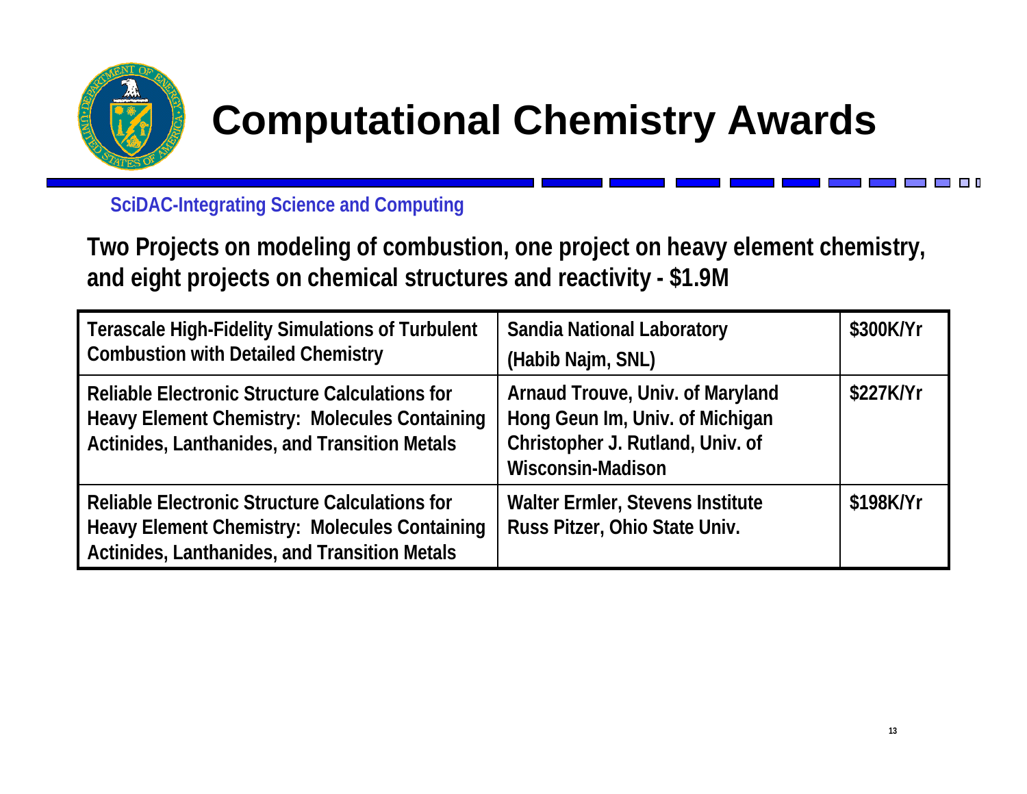# Computational Chemistry Awards

SciDAC-Integrating Science and Computing

**Two Projects on modeling of combustion, one project on heavy element chemistry, and eight projects on chemical structures and reactivity - $1.9M**

| | | |
|---|---|---|
| Terascale High-Fidelity Simulations of Turbulent Combustion with Detailed Chemistry | Sandia National Laboratory (Habib Najm, SNL) | $300K/Yr |
| Reliable Electronic Structure Calculations for Heavy Element Chemistry: Molecules Containing Actinides, Lanthanides, and Transition Metals | Arnaud Trouve, Univ. of Maryland<br>Hong Geun Im, Univ. of Michigan<br>Christopher J. Rutland, Univ. of Wisconsin-Madison | $227K/Yr |
| Reliable Electronic Structure Calculations for Heavy Element Chemistry: Molecules Containing Actinides, Lanthanides, and Transition Metals | Walter Ermler, Stevens Institute<br>Russ Pitzer, Ohio State Univ. | $198K/Yr |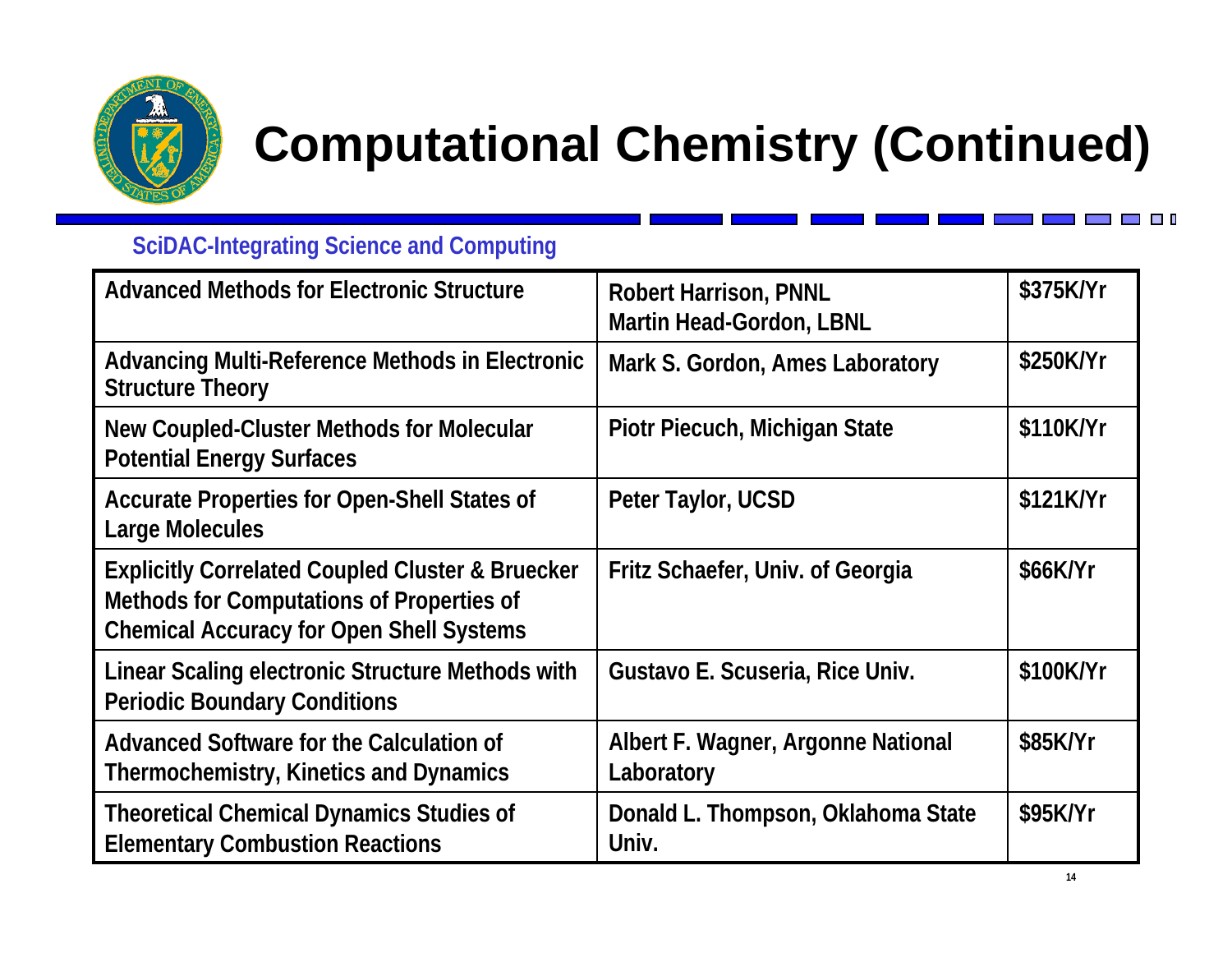# Computational Chemistry (Continued)

**SciDAC-Integrating Science and Computing**

| | | |
|---|---|---|
| Advanced Methods for Electronic Structure | Robert Harrison, PNNL<br>Martin Head-Gordon, LBNL | $375K/Yr |
| Advancing Multi-Reference Methods in Electronic Structure Theory | Mark S. Gordon, Ames Laboratory | $250K/Yr |
| New Coupled-Cluster Methods for Molecular Potential Energy Surfaces | Piotr Piecuch, Michigan State | $110K/Yr |
| Accurate Properties for Open-Shell States of Large Molecules | Peter Taylor, UCSD | $121K/Yr |
| Explicitly Correlated Coupled Cluster & Bruecker Methods for Computations of Properties of Chemical Accuracy for Open Shell Systems | Fritz Schaefer, Univ. of Georgia | $66K/Yr |
| Linear Scaling electronic Structure Methods with Periodic Boundary Conditions | Gustavo E. Scuseria, Rice Univ. | $100K/Yr |
| Advanced Software for the Calculation of Thermochemistry, Kinetics and Dynamics | Albert F. Wagner, Argonne National Laboratory | $85K/Yr |
| Theoretical Chemical Dynamics Studies of Elementary Combustion Reactions | Donald L. Thompson, Oklahoma State Univ. | $95K/Yr |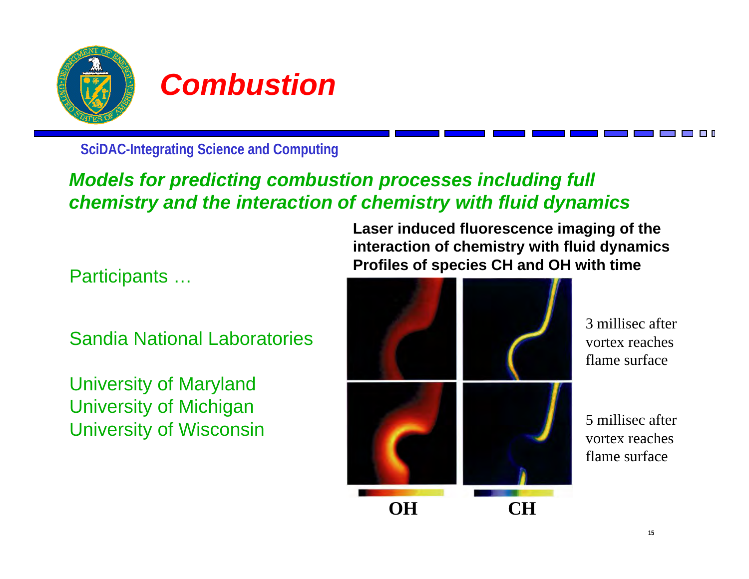# Combustion

SciDAC-Integrating Science and Computing

***Models for predicting combustion processes including full chemistry and the interaction of chemistry with fluid dynamics***

Participants …

Sandia National Laboratories

University of Maryland
University of Michigan
University of Wisconsin

**Laser induced fluorescence imaging of the interaction of chemistry with fluid dynamics Profiles of species CH and OH with time**

3 millisec after vortex reaches flame surface

5 millisec after vortex reaches flame surface

**OH** **CH**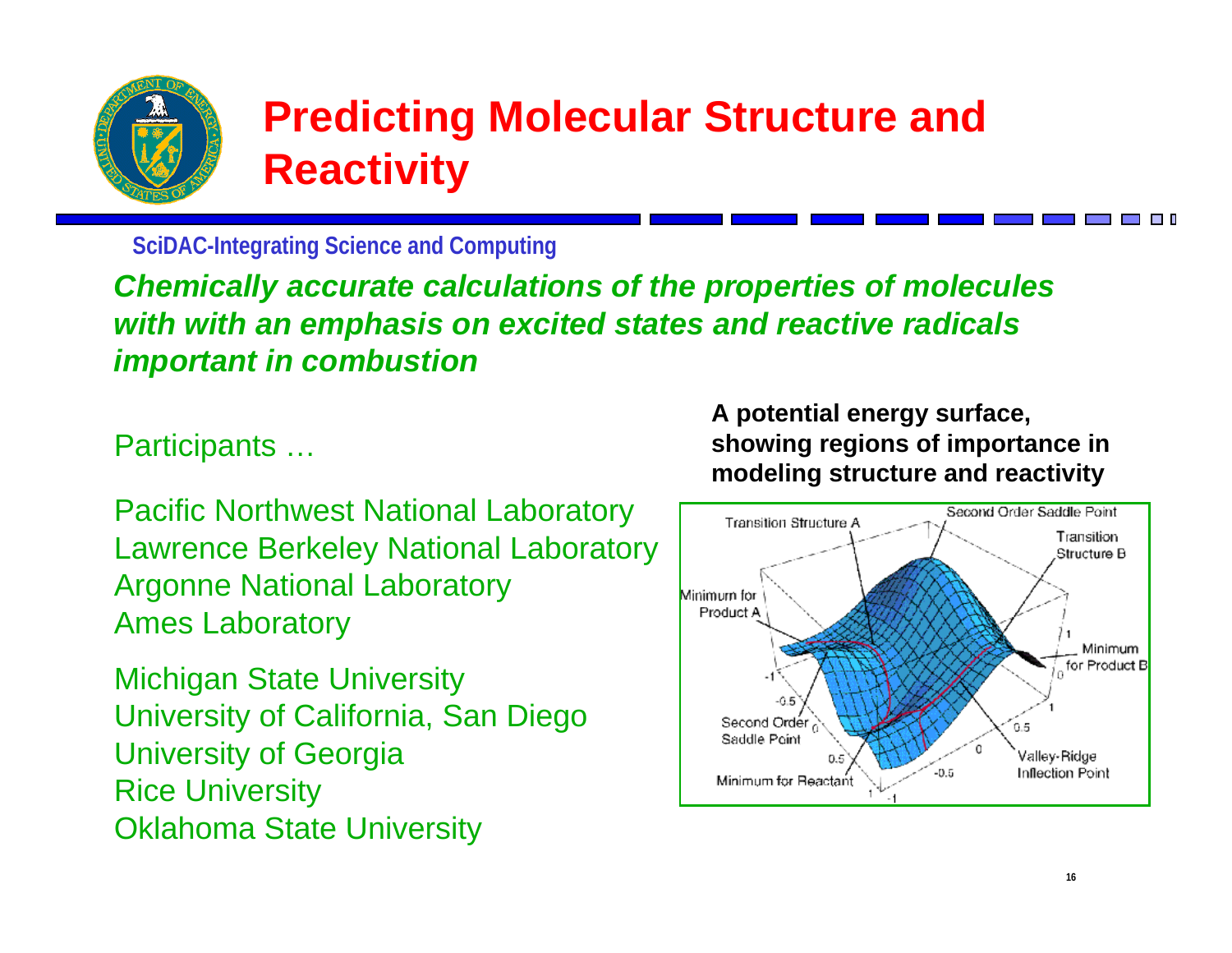# Predicting Molecular Structure and Reactivity

**SciDAC-Integrating Science and Computing**

***Chemically accurate calculations of the properties of molecules with with an emphasis on excited states and reactive radicals important in combustion***

Participants …

Pacific Northwest National Laboratory
Lawrence Berkeley National Laboratory
Argonne National Laboratory
Ames Laboratory

Michigan State University
University of California, San Diego
University of Georgia
Rice University
Oklahoma State University

**A potential energy surface, showing regions of importance in modeling structure and reactivity**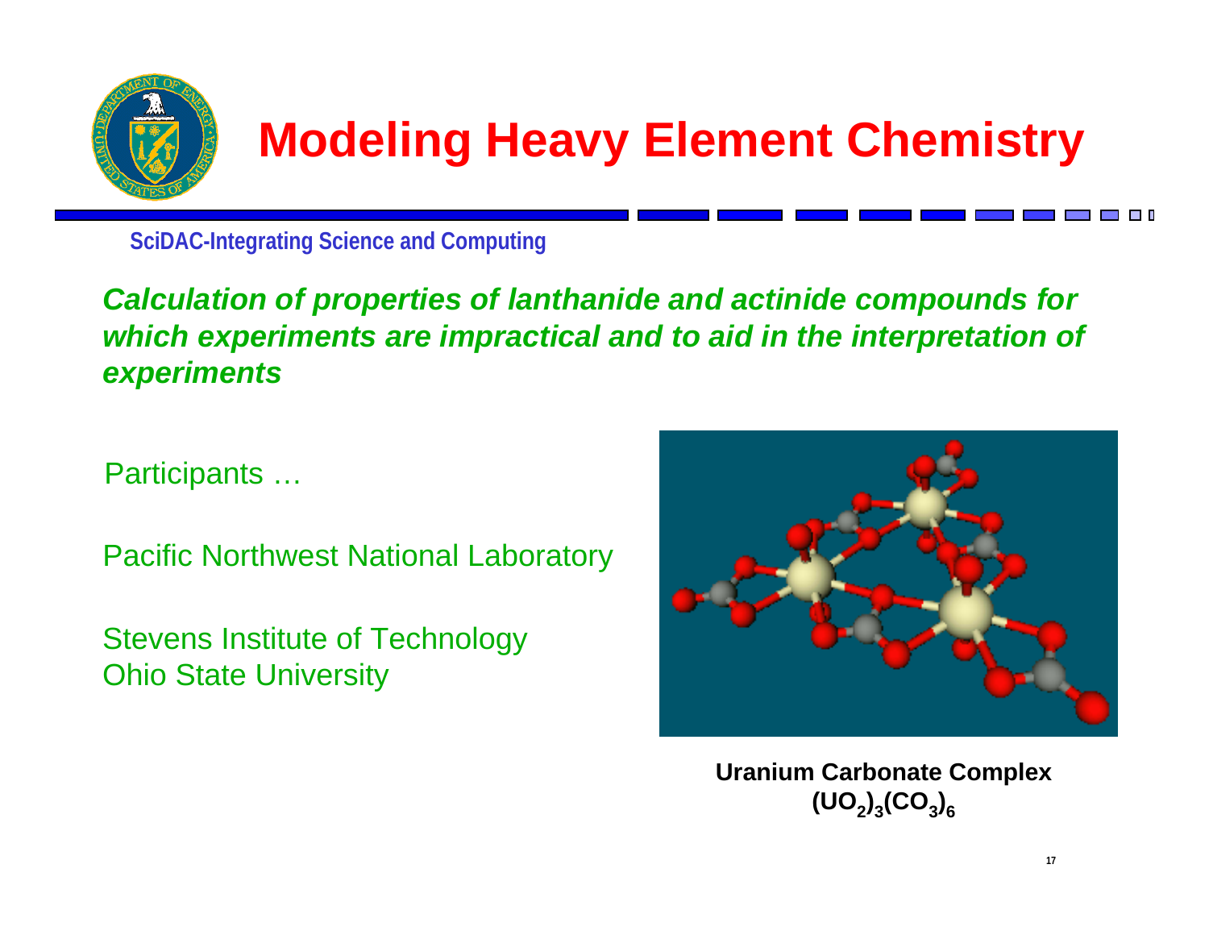# Modeling Heavy Element Chemistry

**SciDAC-Integrating Science and Computing**

***Calculation of properties of lanthanide and actinide compounds for which experiments are impractical and to aid in the interpretation of experiments***

Participants …

Pacific Northwest National Laboratory

Stevens Institute of Technology
Ohio State University

**Uranium Carbonate Complex**
**$(UO_2)_3(CO_3)_6$**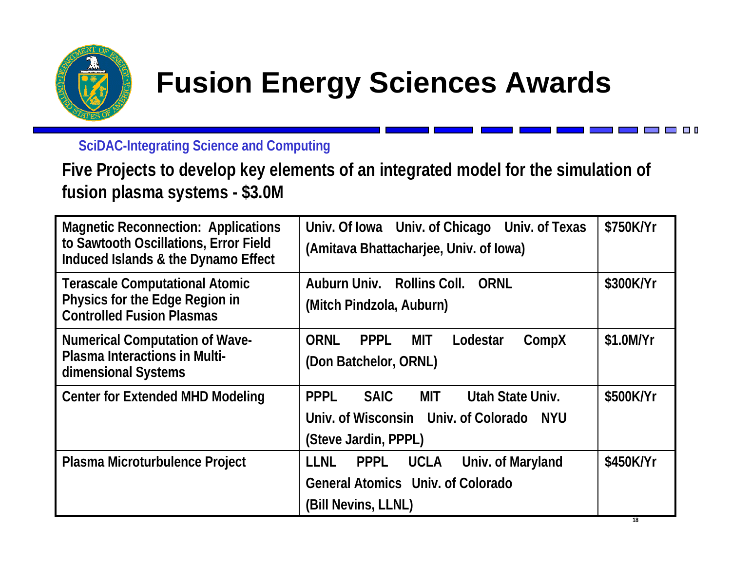# Fusion Energy Sciences Awards

SciDAC-Integrating Science and Computing

**Five Projects to develop key elements of an integrated model for the simulation of fusion plasma systems - $3.0M**

| Project | Institutions | Funding |
|---|---|---|
| Magnetic Reconnection: Applications to Sawtooth Oscillations, Error Field Induced Islands & the Dynamo Effect | Univ. Of Iowa Univ. of Chicago Univ. of Texas (Amitava Bhattacharjee, Univ. of Iowa) | $750K/Yr |
| Terascale Computational Atomic Physics for the Edge Region in Controlled Fusion Plasmas | Auburn Univ. Rollins Coll. ORNL (Mitch Pindzola, Auburn) | $300K/Yr |
| Numerical Computation of Wave-Plasma Interactions in Multi-dimensional Systems | ORNL PPPL MIT Lodestar CompX (Don Batchelor, ORNL) | $1.0M/Yr |
| Center for Extended MHD Modeling | PPPL SAIC MIT Utah State Univ. Univ. of Wisconsin Univ. of Colorado NYU (Steve Jardin, PPPL) | $500K/Yr |
| Plasma Microturbulence Project | LLNL PPPL UCLA Univ. of Maryland General Atomics Univ. of Colorado (Bill Nevins, LLNL) | $450K/Yr |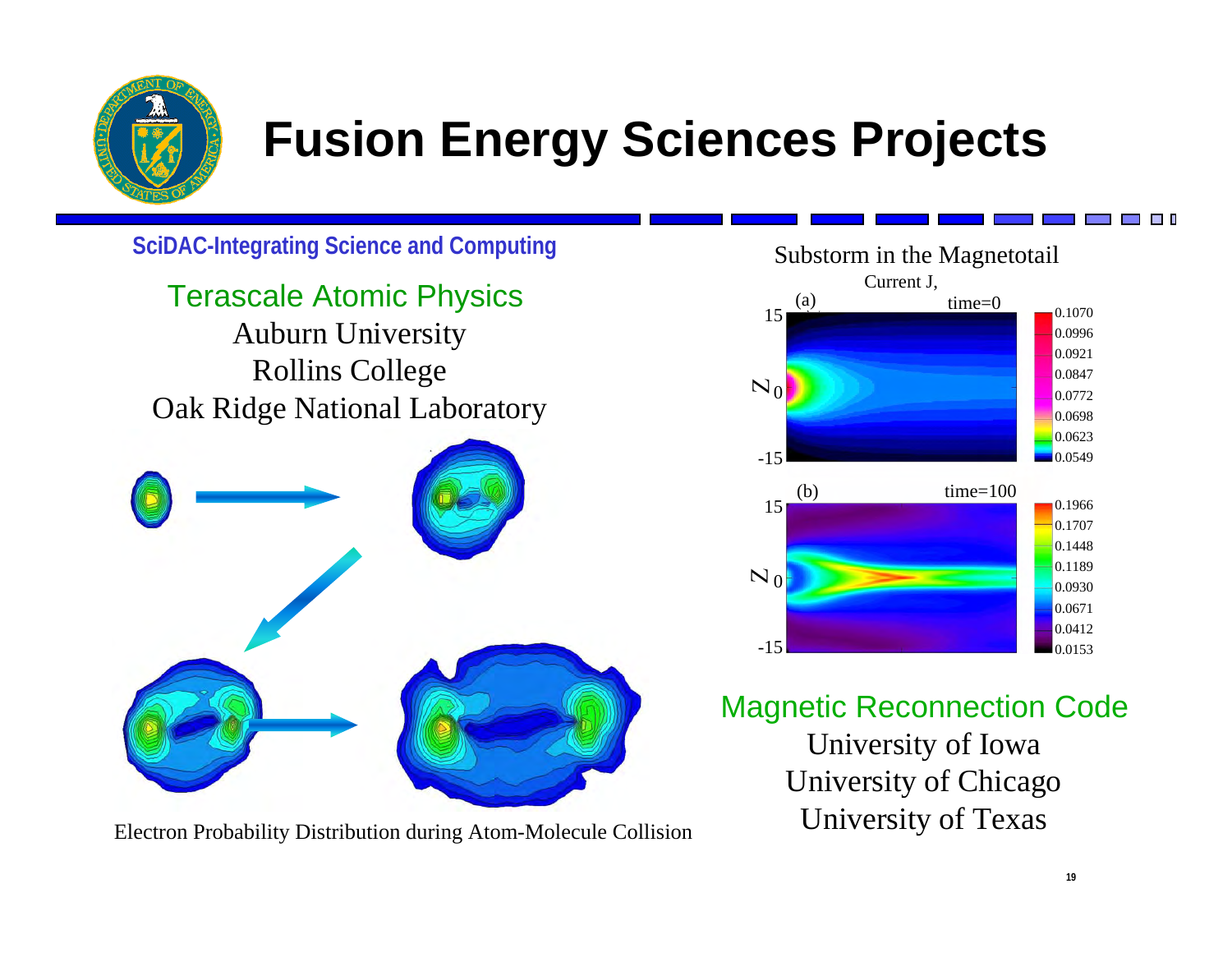# Fusion Energy Sciences Projects

**SciDAC-Integrating Science and Computing**

## Terascale Atomic Physics

Auburn University
Rollins College
Oak Ridge National Laboratory

Electron Probability Distribution during Atom-Molecule Collision

Substorm in the Magnetotail

Current J,

## Magnetic Reconnection Code

University of Iowa
University of Chicago
University of Texas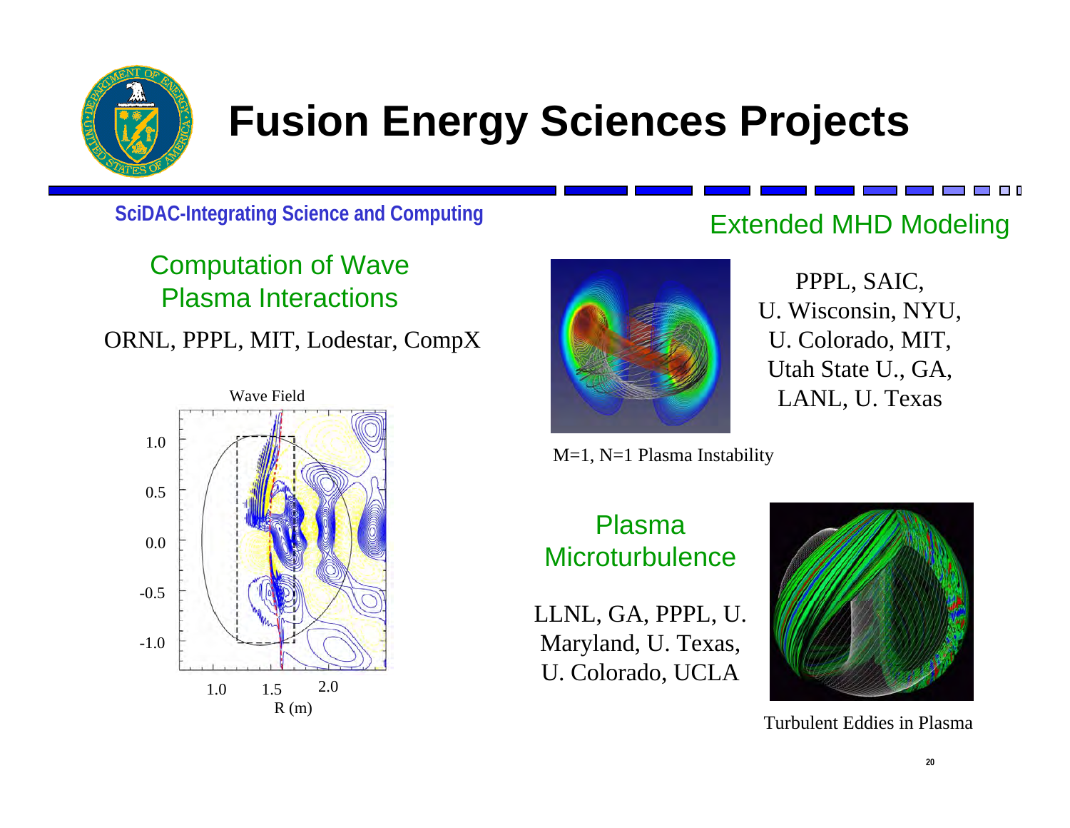# Fusion Energy Sciences Projects

**SciDAC-Integrating Science and Computing**

## Computation of Wave Plasma Interactions

ORNL, PPPL, MIT, Lodestar, CompX

Wave Field

## Extended MHD Modeling

PPPL, SAIC, U. Wisconsin, NYU, U. Colorado, MIT, Utah State U., GA, LANL, U. Texas

M=1, N=1 Plasma Instability

## Plasma Microturbulence

LLNL, GA, PPPL, U. Maryland, U. Texas, U. Colorado, UCLA

Turbulent Eddies in Plasma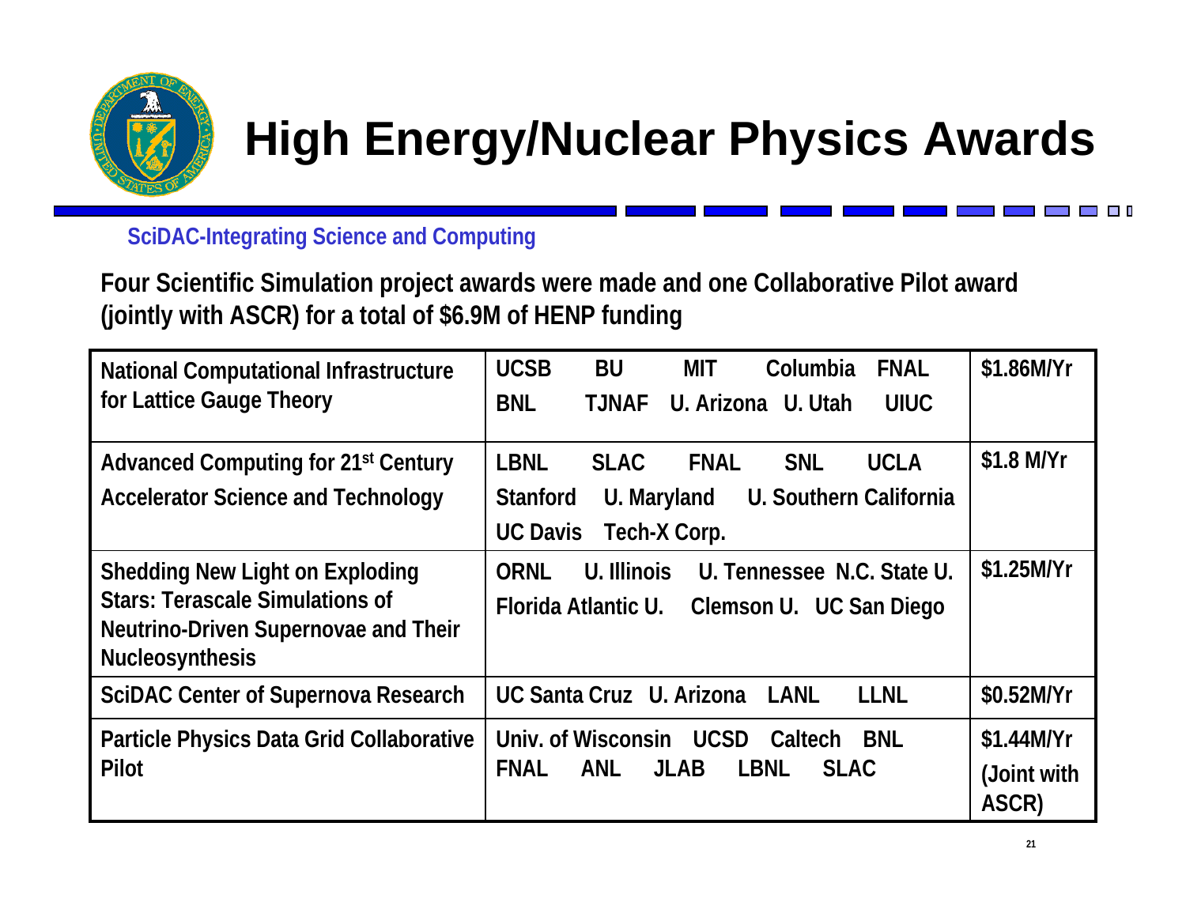# High Energy/Nuclear Physics Awards

**SciDAC-Integrating Science and Computing**

**Four Scientific Simulation project awards were made and one Collaborative Pilot award (jointly with ASCR) for a total of $6.9M of HENP funding**

| Project | Institutions | Funding |
|---|---|---|
| National Computational Infrastructure for Lattice Gauge Theory | UCSB BU MIT Columbia FNAL BNL TJNAF U. Arizona U. Utah UIUC | $1.86M/Yr |
| Advanced Computing for 21st Century Accelerator Science and Technology | LBNL SLAC FNAL SNL UCLA Stanford U. Maryland U. Southern California UC Davis Tech-X Corp. | $1.8 M/Yr |
| Shedding New Light on Exploding Stars: Terascale Simulations of Neutrino-Driven Supernovae and Their Nucleosynthesis | ORNL U. Illinois U. Tennessee N.C. State U. Florida Atlantic U. Clemson U. UC San Diego | $1.25M/Yr |
| SciDAC Center of Supernova Research | UC Santa Cruz U. Arizona LANL LLNL | $0.52M/Yr |
| Particle Physics Data Grid Collaborative Pilot | Univ. of Wisconsin UCSD Caltech BNL FNAL ANL JLAB LBNL SLAC | $1.44M/Yr (Joint with ASCR) |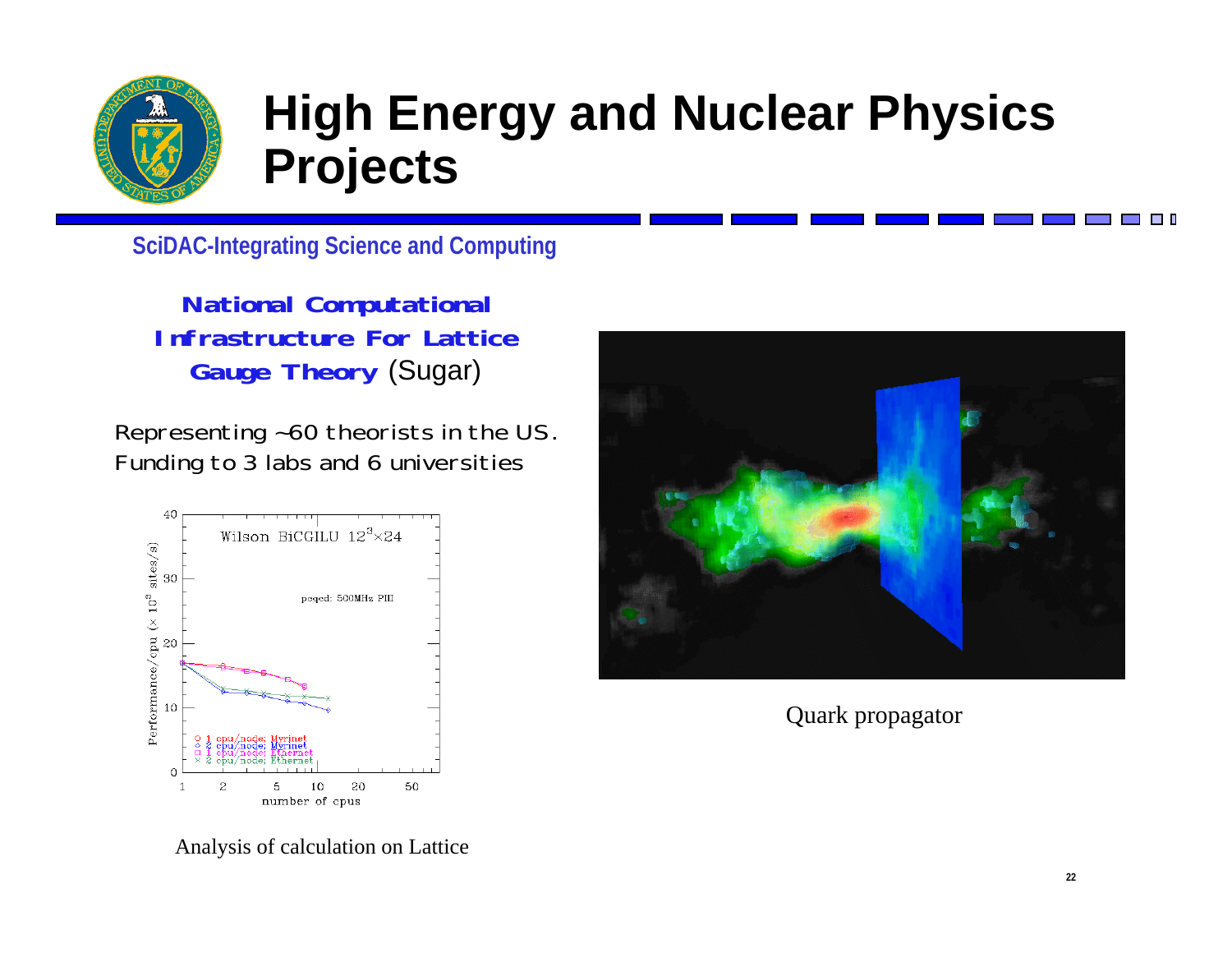# High Energy and Nuclear Physics Projects

**SciDAC-Integrating Science and Computing**

**National Computational Infrastructure For Lattice Gauge Theory** (Sugar)

Representing ~60 theorists in the US.
Funding to 3 labs and 6 universities

Analysis of calculation on Lattice

Quark propagator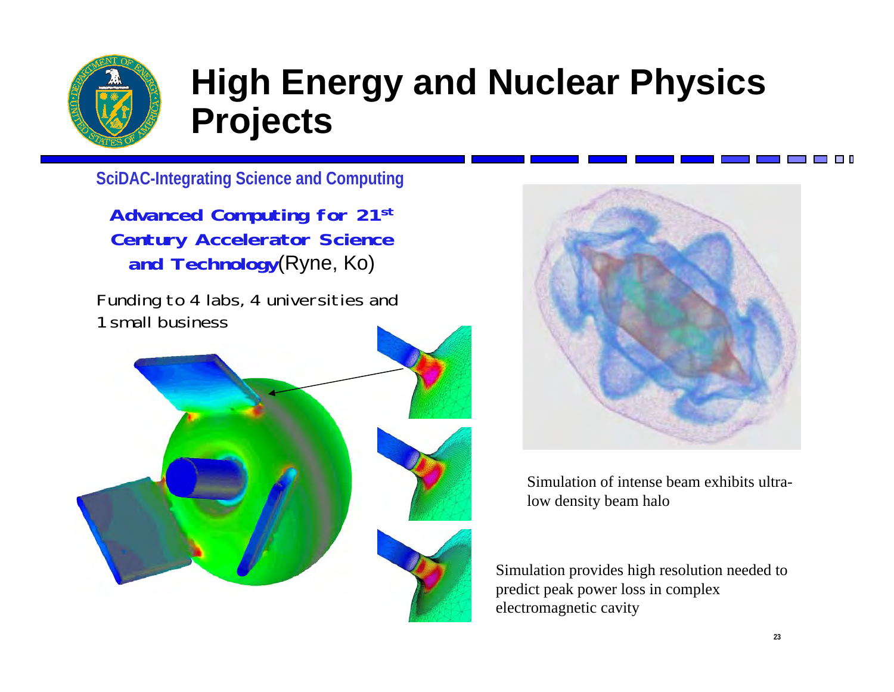# High Energy and Nuclear Physics Projects

## SciDAC-Integrating Science and Computing

**Advanced Computing for 21st Century Accelerator Science and Technology** (Ryne, Ko)

Funding to 4 labs, 4 universities and 1 small business

Simulation of intense beam exhibits ultra-low density beam halo

Simulation provides high resolution needed to predict peak power loss in complex electromagnetic cavity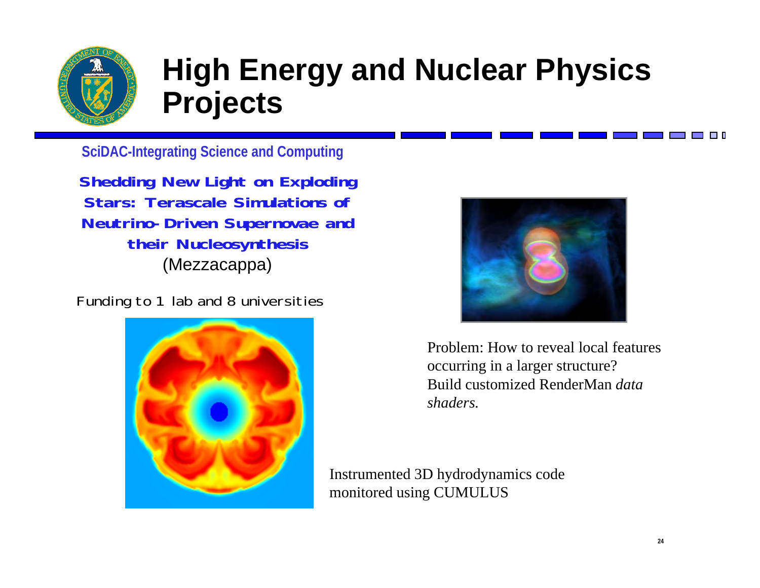# High Energy and Nuclear Physics Projects

**SciDAC-Integrating Science and Computing**

**Shedding New Light on Exploding Stars: Terascale Simulations of Neutrino-Driven Supernovae and their Nucleosynthesis**
(Mezzacappa)

Funding to 1 lab and 8 universities

Problem: How to reveal local features occurring in a larger structure? Build customized RenderMan *data shaders.*

Instrumented 3D hydrodynamics code monitored using CUMULUS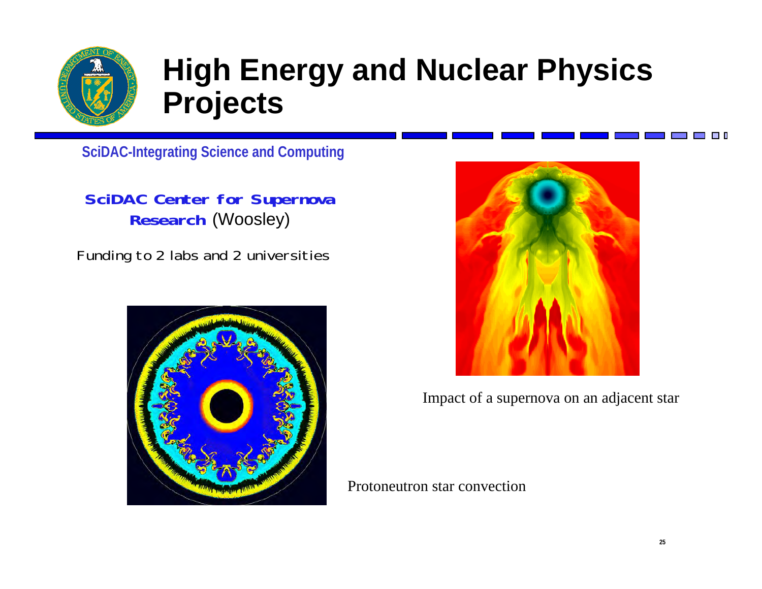# High Energy and Nuclear Physics Projects

**SciDAC-Integrating Science and Computing**

**SciDAC Center for Supernova Research** (Woosley)

Funding to 2 labs and 2 universities

Impact of a supernova on an adjacent star

Protoneutron star convection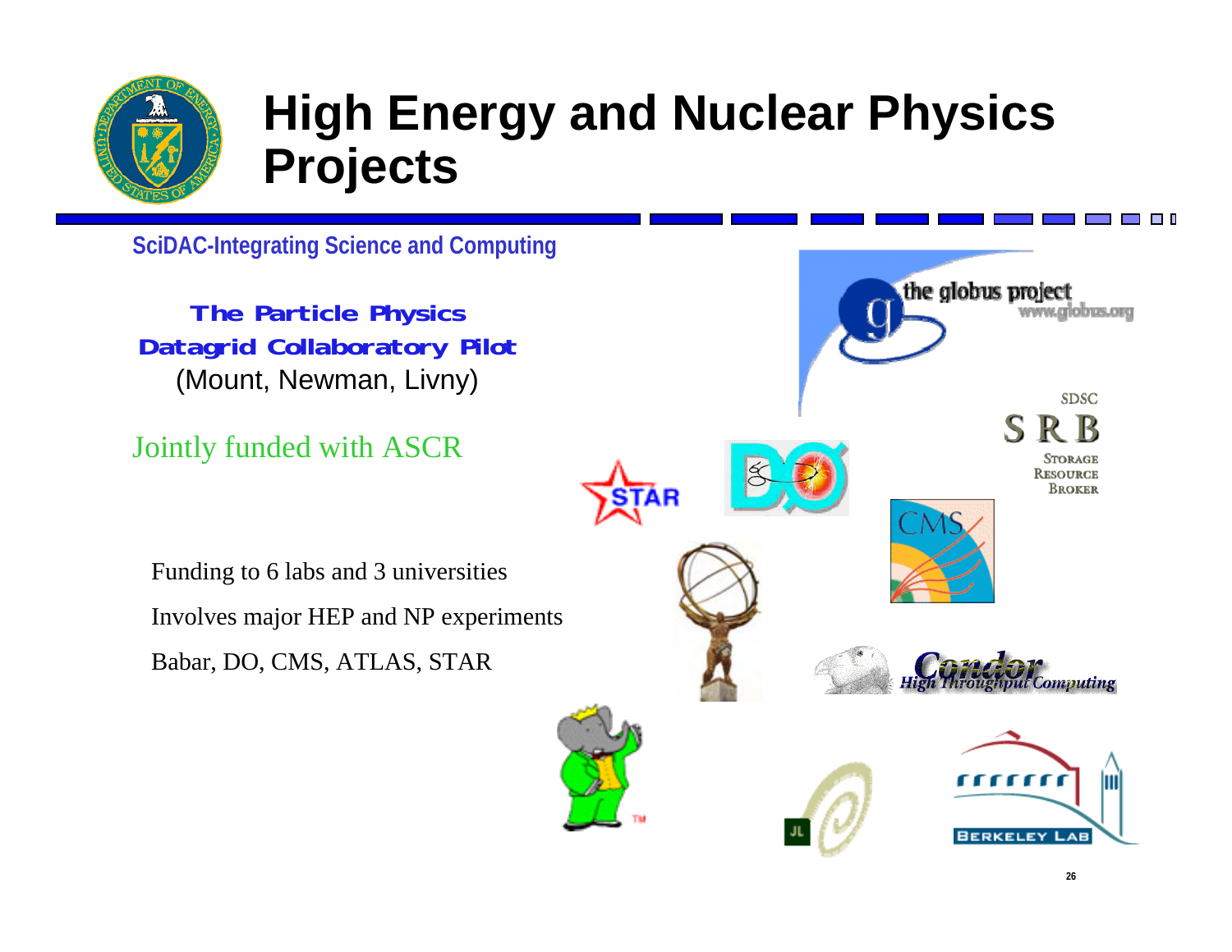# High Energy and Nuclear Physics Projects

**SciDAC-Integrating Science and Computing**

**The Particle Physics Datagrid Collaboratory Pilot**
(Mount, Newman, Livny)

Jointly funded with ASCR

- Funding to 6 labs and 3 universities
- Involves major HEP and NP experiments
- Babar, DO, CMS, ATLAS, STAR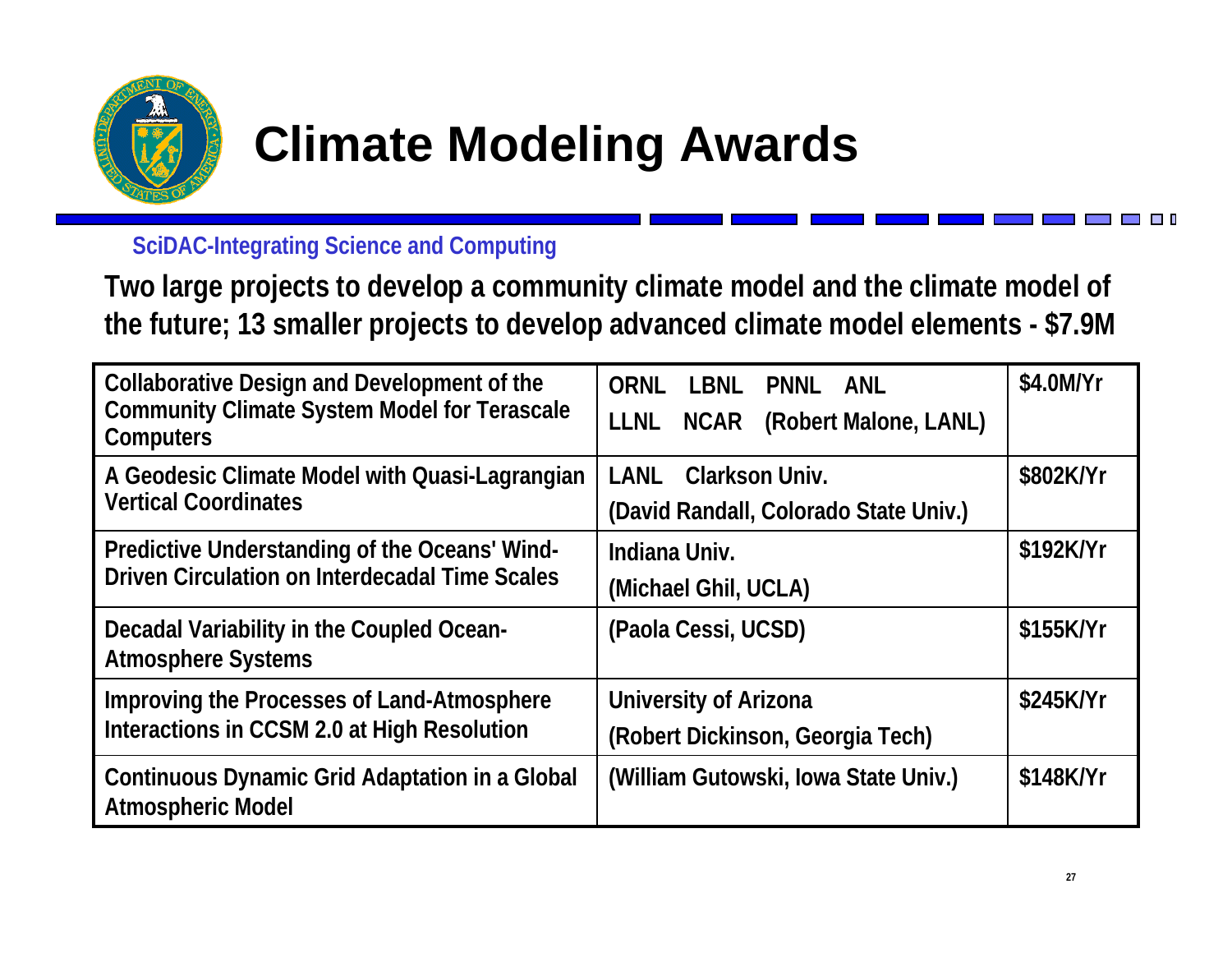# Climate Modeling Awards

**SciDAC-Integrating Science and Computing**

**Two large projects to develop a community climate model and the climate model of the future; 13 smaller projects to develop advanced climate model elements - $7.9M**

| Project | Institutions | Funding |
|---|---|---|
| Collaborative Design and Development of the Community Climate System Model for Terascale Computers | ORNL LBNL PNNL ANL LLNL NCAR (Robert Malone, LANL) | $4.0M/Yr |
| A Geodesic Climate Model with Quasi-Lagrangian Vertical Coordinates | LANL Clarkson Univ. (David Randall, Colorado State Univ.) | $802K/Yr |
| Predictive Understanding of the Oceans' Wind-Driven Circulation on Interdecadal Time Scales | Indiana Univ. (Michael Ghil, UCLA) | $192K/Yr |
| Decadal Variability in the Coupled Ocean-Atmosphere Systems | (Paola Cessi, UCSD) | $155K/Yr |
| Improving the Processes of Land-Atmosphere Interactions in CCSM 2.0 at High Resolution | University of Arizona (Robert Dickinson, Georgia Tech) | $245K/Yr |
| Continuous Dynamic Grid Adaptation in a Global Atmospheric Model | (William Gutowski, Iowa State Univ.) | $148K/Yr |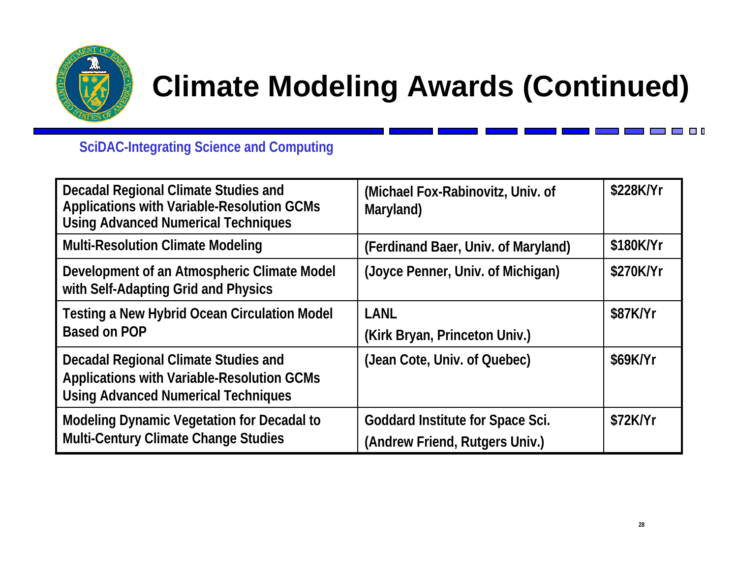# Climate Modeling Awards (Continued)

**SciDAC-Integrating Science and Computing**

| | | |
|---|---|---|
| Decadal Regional Climate Studies and Applications with Variable-Resolution GCMs Using Advanced Numerical Techniques | (Michael Fox-Rabinovitz, Univ. of Maryland) | $228K/Yr |
| Multi-Resolution Climate Modeling | (Ferdinand Baer, Univ. of Maryland) | $180K/Yr |
| Development of an Atmospheric Climate Model with Self-Adapting Grid and Physics | (Joyce Penner, Univ. of Michigan) | $270K/Yr |
| Testing a New Hybrid Ocean Circulation Model Based on POP | LANL (Kirk Bryan, Princeton Univ.) | $87K/Yr |
| Decadal Regional Climate Studies and Applications with Variable-Resolution GCMs Using Advanced Numerical Techniques | (Jean Cote, Univ. of Quebec) | $69K/Yr |
| Modeling Dynamic Vegetation for Decadal to Multi-Century Climate Change Studies | Goddard Institute for Space Sci. (Andrew Friend, Rutgers Univ.) | $72K/Yr |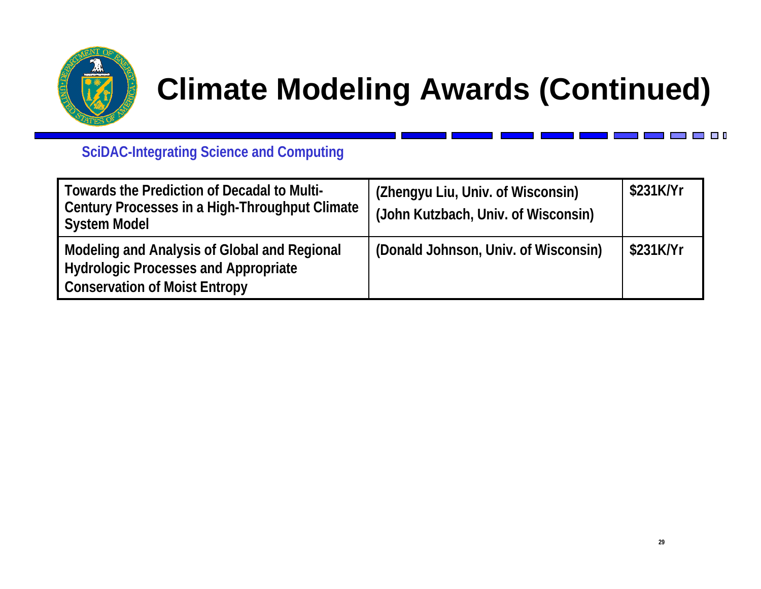# Climate Modeling Awards (Continued)

## SciDAC-Integrating Science and Computing

| Project | Investigators | Funding |
|---|---|---|
| Towards the Prediction of Decadal to Multi-Century Processes in a High-Throughput Climate System Model | (Zhengyu Liu, Univ. of Wisconsin)<br>(John Kutzbach, Univ. of Wisconsin) | $231K/Yr |
| Modeling and Analysis of Global and Regional Hydrologic Processes and Appropriate Conservation of Moist Entropy | (Donald Johnson, Univ. of Wisconsin) | $231K/Yr |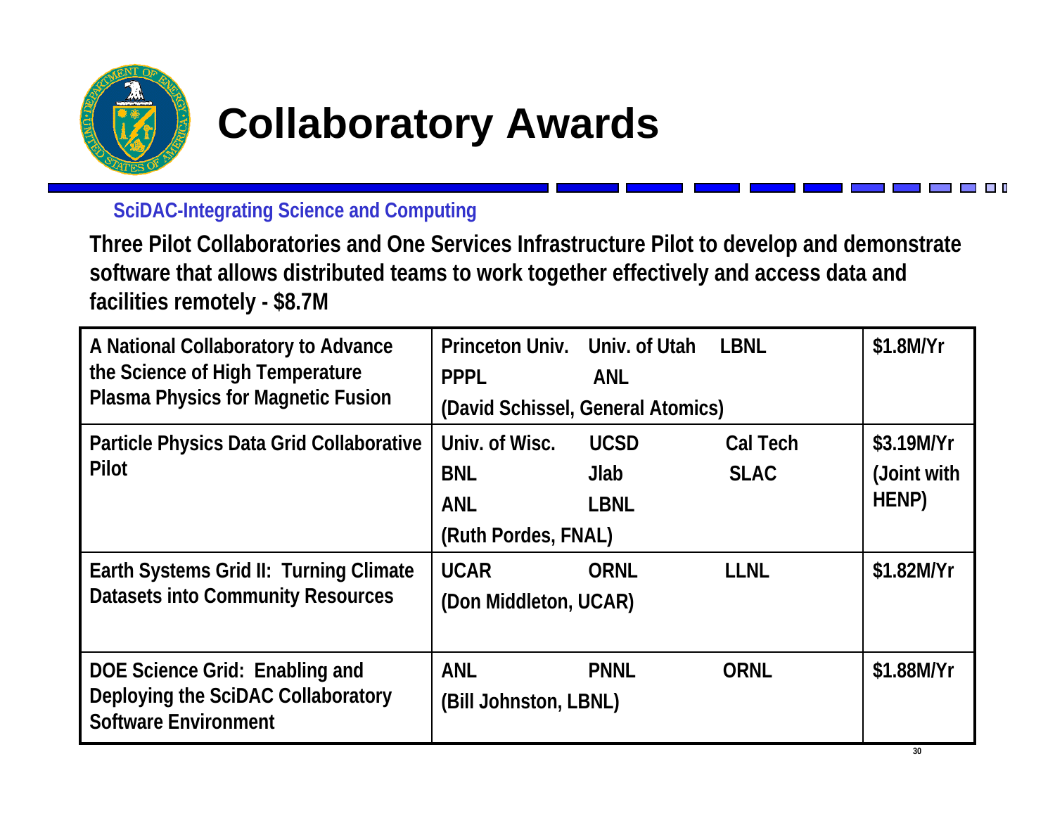# Collaboratory Awards

**SciDAC-Integrating Science and Computing**

**Three Pilot Collaboratories and One Services Infrastructure Pilot to develop and demonstrate software that allows distributed teams to work together effectively and access data and facilities remotely - $8.7M**

| Project | Participants | Funding |
|---|---|---|
| A National Collaboratory to Advance the Science of High Temperature Plasma Physics for Magnetic Fusion | Princeton Univ., Univ. of Utah, LBNL, PPPL, ANL (David Schissel, General Atomics) | $1.8M/Yr |
| Particle Physics Data Grid Collaborative Pilot | Univ. of Wisc., UCSD, Cal Tech, BNL, Jlab, SLAC, ANL, LBNL (Ruth Pordes, FNAL) | $3.19M/Yr (Joint with HENP) |
| Earth Systems Grid II: Turning Climate Datasets into Community Resources | UCAR, ORNL, LLNL (Don Middleton, UCAR) | $1.82M/Yr |
| DOE Science Grid: Enabling and Deploying the SciDAC Collaboratory Software Environment | ANL, PNNL, ORNL (Bill Johnston, LBNL) | $1.88M/Yr |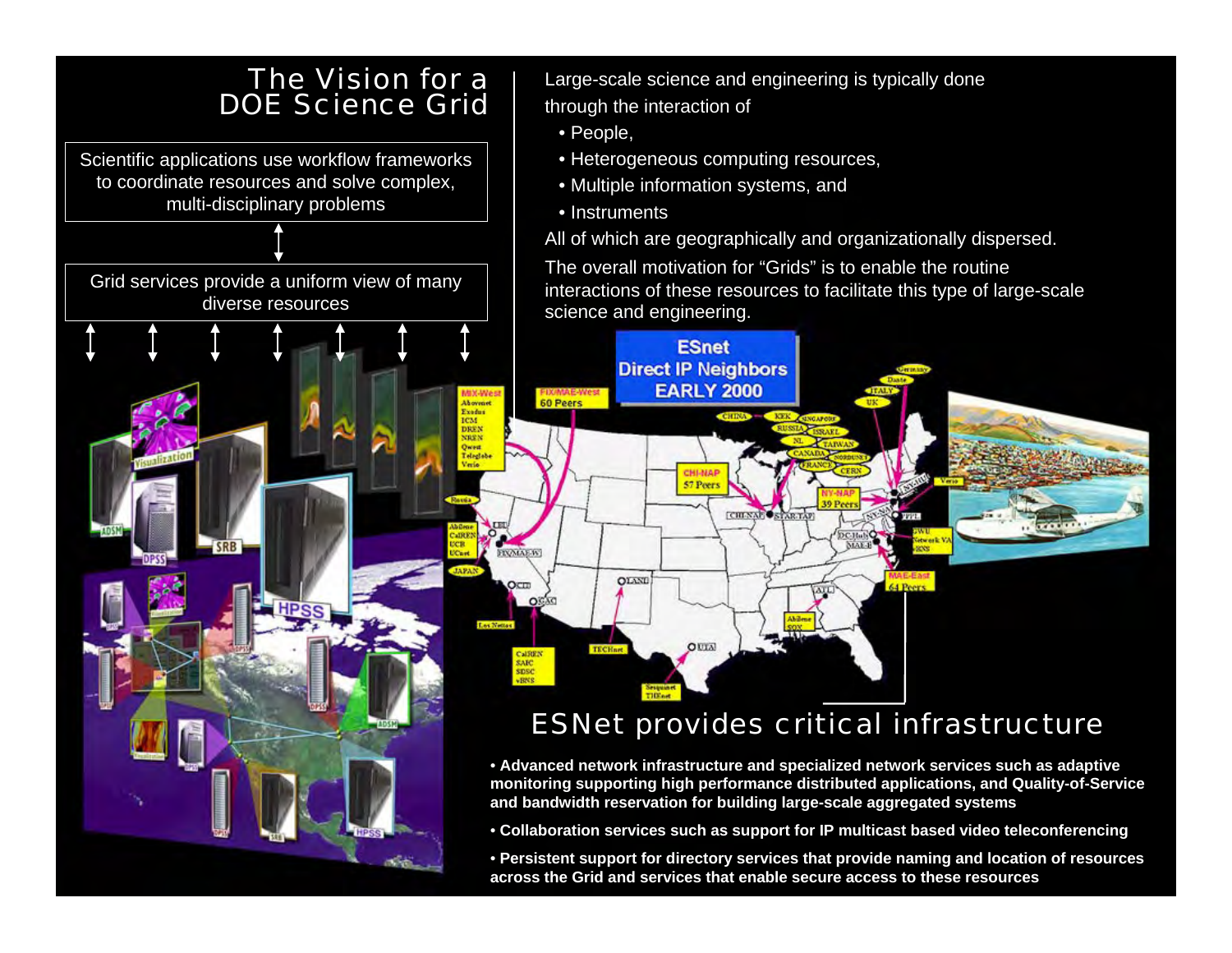# The Vision for a DOE Science Grid

Scientific applications use workflow frameworks to coordinate resources and solve complex, multi-disciplinary problems

Grid services provide a uniform view of many diverse resources

Large-scale science and engineering is typically done through the interaction of

- People,
- Heterogeneous computing resources,
- Multiple information systems, and
- Instruments

All of which are geographically and organizationally dispersed.

The overall motivation for “Grids” is to enable the routine interactions of these resources to facilitate this type of large-scale science and engineering.

## ESNet provides critical infrastructure

- **Advanced network infrastructure and specialized network services such as adaptive monitoring supporting high performance distributed applications, and Quality-of-Service and bandwidth reservation for building large-scale aggregated systems**
- **Collaboration services such as support for IP multicast based video teleconferencing**
- **Persistent support for directory services that provide naming and location of resources across the Grid and services that enable secure access to these resources**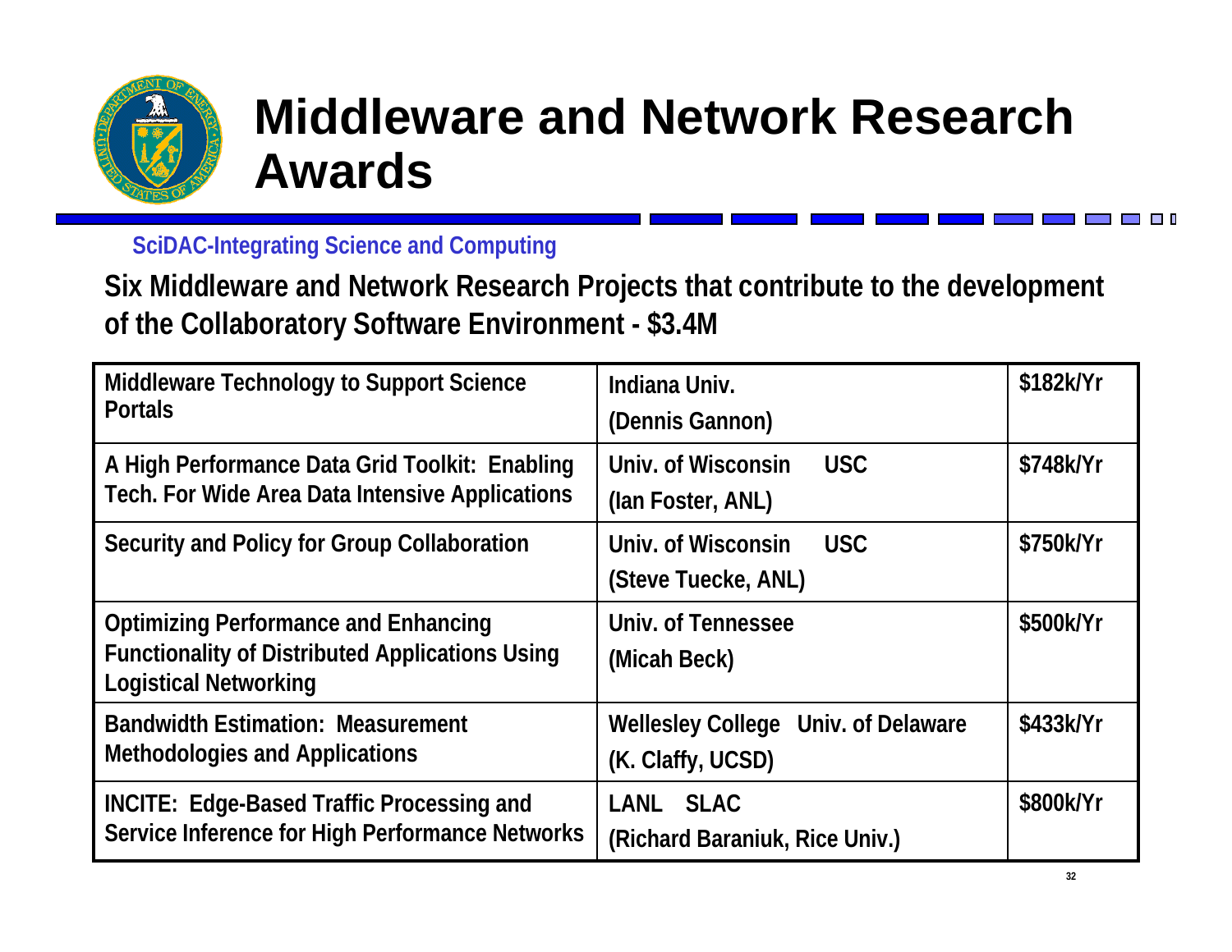# Middleware and Network Research Awards

**SciDAC-Integrating Science and Computing**

**Six Middleware and Network Research Projects that contribute to the development of the Collaboratory Software Environment - $3.4M**

| Project | Institutions | Award |
|---|---|---|
| Middleware Technology to Support Science Portals | Indiana Univ. (Dennis Gannon) | $182k/Yr |
| A High Performance Data Grid Toolkit: Enabling Tech. For Wide Area Data Intensive Applications | Univ. of Wisconsin USC (Ian Foster, ANL) | $748k/Yr |
| Security and Policy for Group Collaboration | Univ. of Wisconsin USC (Steve Tuecke, ANL) | $750k/Yr |
| Optimizing Performance and Enhancing Functionality of Distributed Applications Using Logistical Networking | Univ. of Tennessee (Micah Beck) | $500k/Yr |
| Bandwidth Estimation: Measurement Methodologies and Applications | Wellesley College Univ. of Delaware (K. Claffy, UCSD) | $433k/Yr |
| INCITE: Edge-Based Traffic Processing and Service Inference for High Performance Networks | LANL SLAC (Richard Baraniuk, Rice Univ.) | $800k/Yr |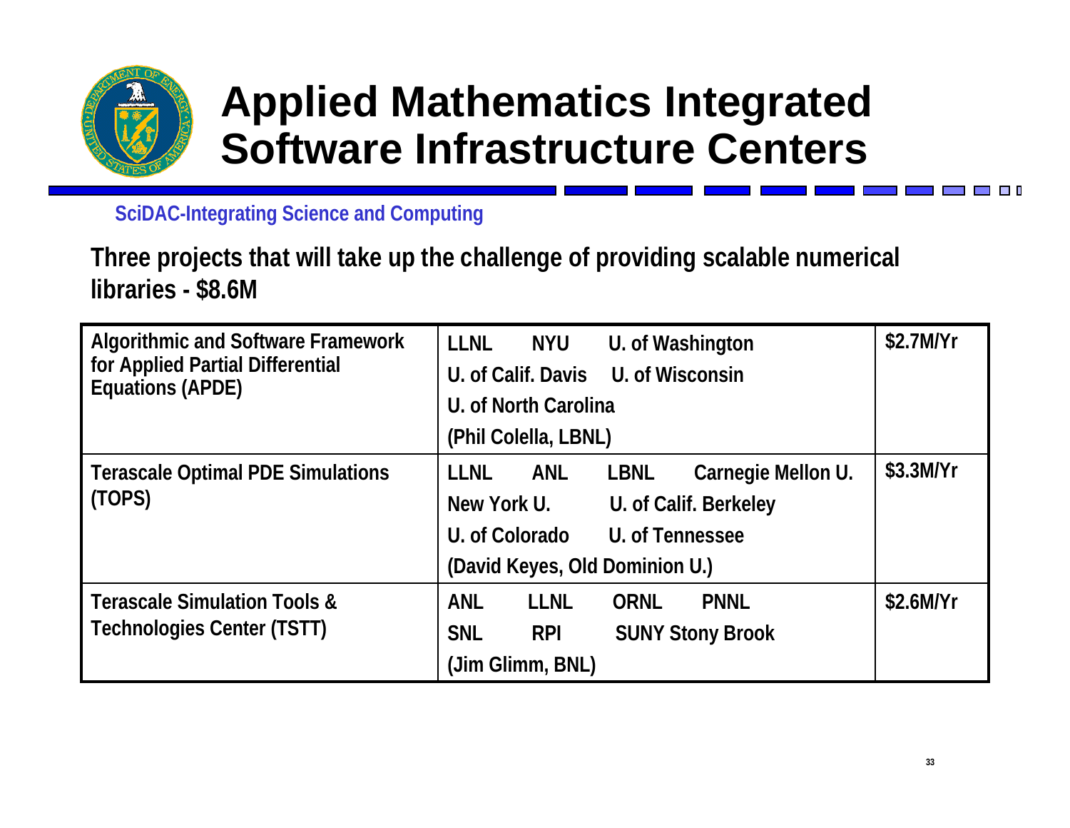# Applied Mathematics Integrated Software Infrastructure Centers

SciDAC-Integrating Science and Computing

**Three projects that will take up the challenge of providing scalable numerical libraries - $8.6M**

| Project | Participants | Funding |
|---|---|---|
| Algorithmic and Software Framework for Applied Partial Differential Equations (APDE) | LLNL NYU U. of Washington<br>U. of Calif. Davis U. of Wisconsin<br>U. of North Carolina<br>(Phil Colella, LBNL) | $2.7M/Yr |
| Terascale Optimal PDE Simulations (TOPS) | LLNL ANL LBNL Carnegie Mellon U.<br>New York U. U. of Calif. Berkeley<br>U. of Colorado U. of Tennessee<br>(David Keyes, Old Dominion U.) | $3.3M/Yr |
| Terascale Simulation Tools & Technologies Center (TSTT) | ANL LLNL ORNL PNNL<br>SNL RPI SUNY Stony Brook<br>(Jim Glimm, BNL) | $2.6M/Yr |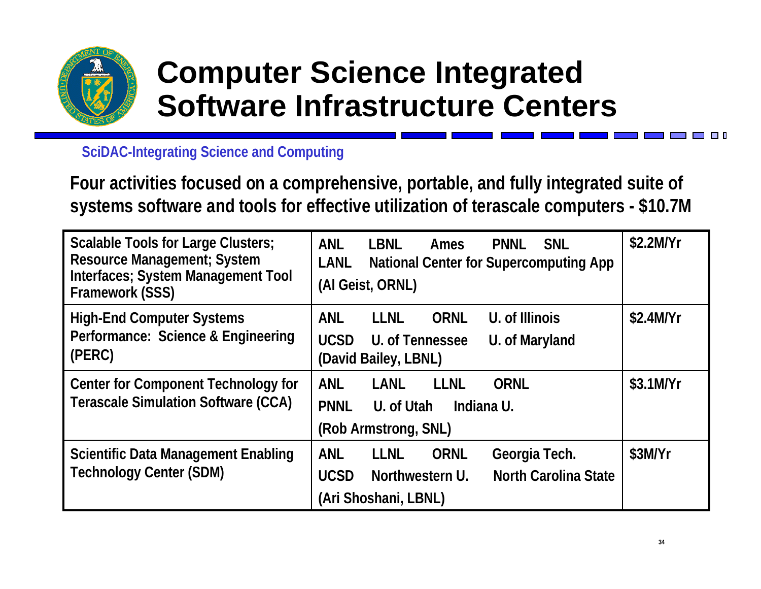# Computer Science Integrated Software Infrastructure Centers

SciDAC-Integrating Science and Computing

**Four activities focused on a comprehensive, portable, and fully integrated suite of systems software and tools for effective utilization of terascale computers - $10.7M**

| Activity | Participants | Funding |
|---|---|---|
| Scalable Tools for Large Clusters; Resource Management; System Interfaces; System Management Tool Framework (SSS) | ANL LBNL Ames PNNL SNL LANL National Center for Supercomputing App (Al Geist, ORNL) | $2.2M/Yr |
| High-End Computer Systems Performance: Science & Engineering (PERC) | ANL LLNL ORNL U. of Illinois UCSD U. of Tennessee U. of Maryland (David Bailey, LBNL) | $2.4M/Yr |
| Center for Component Technology for Terascale Simulation Software (CCA) | ANL LANL LLNL ORNL PNNL U. of Utah Indiana U. (Rob Armstrong, SNL) | $3.1M/Yr |
| Scientific Data Management Enabling Technology Center (SDM) | ANL LLNL ORNL Georgia Tech. UCSD Northwestern U. North Carolina State (Ari Shoshani, LBNL) | $3M/Yr |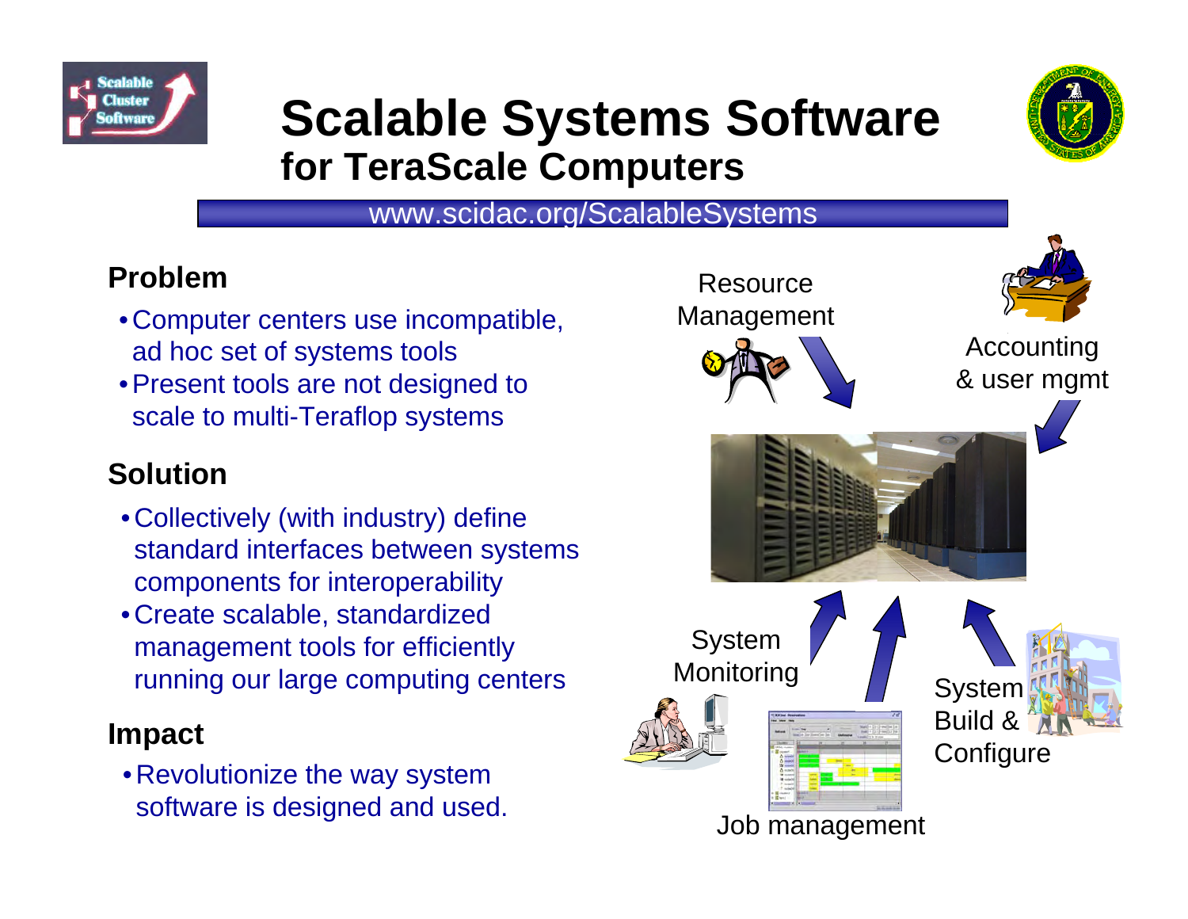# Scalable Systems Software
## for TeraScale Computers

www.scidac.org/ScalableSystems

### Problem

- Computer centers use incompatible, ad hoc set of systems tools
- Present tools are not designed to scale to multi-Teraflop systems

### Solution

- Collectively (with industry) define standard interfaces between systems components for interoperability
- Create scalable, standardized management tools for efficiently running our large computing centers

### Impact

- Revolutionize the way system software is designed and used.

Resource Management

Accounting & user mgmt

System Monitoring

System Build & Configure

Job management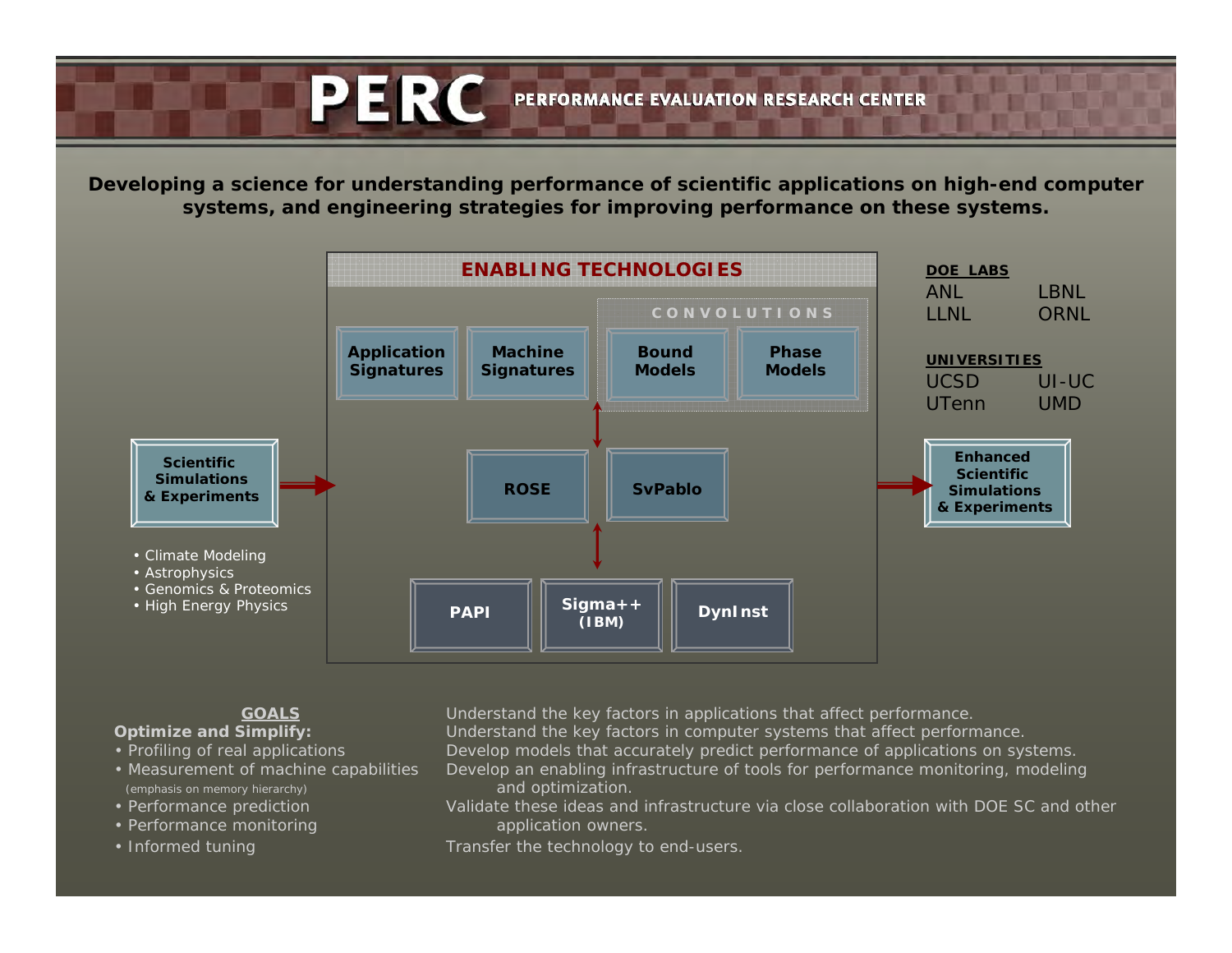# PERC — PERFORMANCE EVALUATION RESEARCH CENTER

**Developing a science for understanding performance of scientific applications on high-end computer systems, and engineering strategies for improving performance on these systems.**

## ENABLING TECHNOLOGIES

- Application Signatures
- Machine Signatures
- CONVOLUTIONS
  - Bound Models
  - Phase Models
- ROSE
- SvPablo
- PAPI
- Sigma++ (IBM)
- DynInst

**Scientific Simulations & Experiments** → ENABLING TECHNOLOGIES → **Enhanced Scientific Simulations & Experiments**

- Climate Modeling
- Astrophysics
- Genomics & Proteomics
- High Energy Physics

**DOE LABS**

ANL, LBNL, LLNL, ORNL

**UNIVERSITIES**

UCSD, UI-UC, UTenn, UMD

**GOALS**

**Optimize and Simplify:**
- Profiling of real applications
- Measurement of machine capabilities (emphasis on memory hierarchy)
- Performance prediction
- Performance monitoring
- Informed tuning

Understand the key factors in applications that affect performance.
Understand the key factors in computer systems that affect performance.
Develop models that accurately predict performance of applications on systems.
Develop an enabling infrastructure of tools for performance monitoring, modeling and optimization.
Validate these ideas and infrastructure via close collaboration with DOE SC and other application owners.
Transfer the technology to end-users.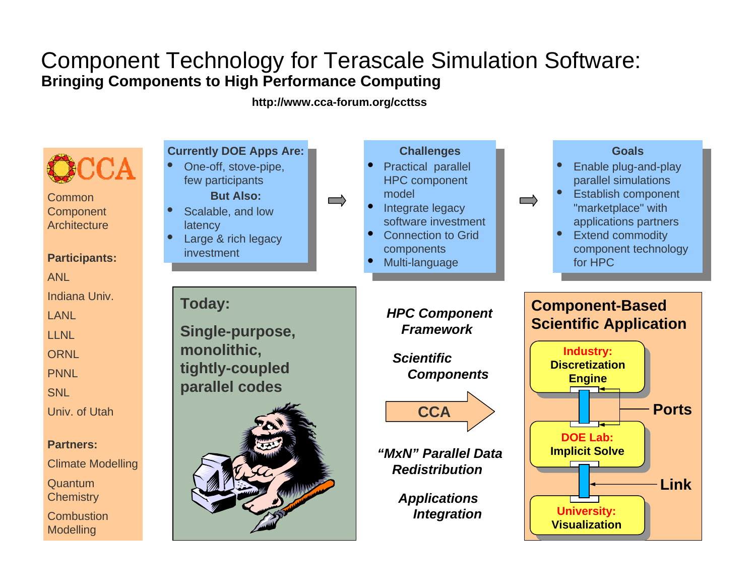# Component Technology for Terascale Simulation Software:

**Bringing Components to High Performance Computing**

**http://www.cca-forum.org/ccttss**

**CCA**

Common Component Architecture

**Participants:**

ANL

Indiana Univ.

LANL

LLNL

ORNL

PNNL

SNL

Univ. of Utah

**Partners:**

Climate Modelling

Quantum Chemistry

Combustion Modelling

**Currently DOE Apps Are:**

- One-off, stove-pipe, few participants

**But Also:**

- Scalable, and low latency
- Large & rich legacy investment

**Challenges**

- Practical parallel HPC component model
- Integrate legacy software investment
- Connection to Grid components
- Multi-language

**Goals**

- Enable plug-and-play parallel simulations
- Establish component "marketplace" with applications partners
- Extend commodity component technology for HPC

**Today:**

**Single-purpose, monolithic, tightly-coupled parallel codes**

***HPC Component Framework***

***Scientific Components***

**CCA**

***"MxN" Parallel Data Redistribution***

***Applications Integration***

**Component-Based Scientific Application**

**Industry:** **Discretization Engine**

**DOE Lab:** **Implicit Solve**

**University:** **Visualization**

**Ports**

**Link**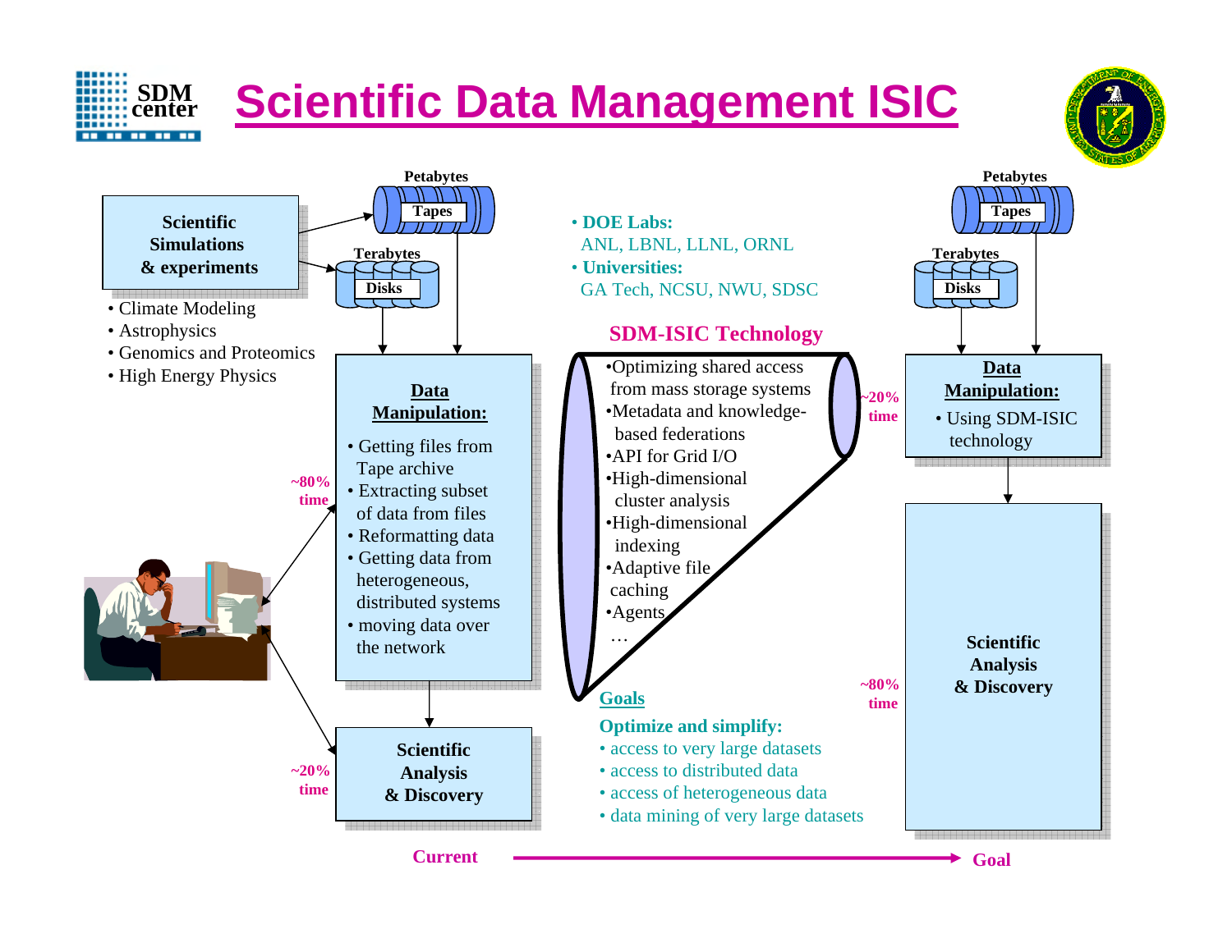# Scientific Data Management ISIC

**Scientific Simulations & experiments**

- Climate Modeling
- Astrophysics
- Genomics and Proteomics
- High Energy Physics

**Petabytes** Tapes

**Terabytes** Disks

**Data Manipulation:**

- Getting files from Tape archive
- Extracting subset of data from files
- Reformatting data
- Getting data from heterogeneous, distributed systems
- moving data over the network

~80% time

**Scientific Analysis & Discovery**

~20% time

- **DOE Labs:** ANL, LBNL, LLNL, ORNL
- **Universities:** GA Tech, NCSU, NWU, SDSC

## SDM-ISIC Technology

- Optimizing shared access from mass storage systems
- Metadata and knowledge-based federations
- API for Grid I/O
- High-dimensional cluster analysis
- High-dimensional indexing
- Adaptive file caching
- Agents

…

**Goals**

**Optimize and simplify:**

- access to very large datasets
- access to distributed data
- access of heterogeneous data
- data mining of very large datasets

**Petabytes** Tapes

**Terabytes** Disks

**Data Manipulation:**

- Using SDM-ISIC technology

~20% time

**Scientific Analysis & Discovery**

~80% time

**Current** → **Goal**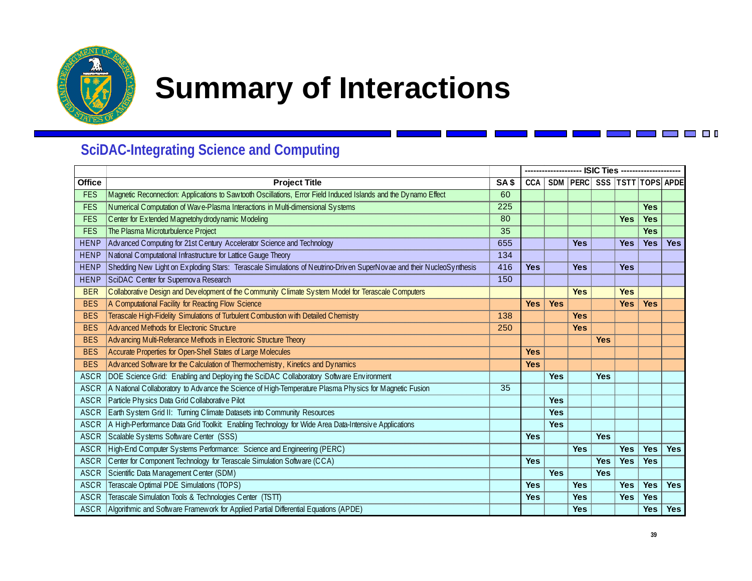# Summary of Interactions

## SciDAC-Integrating Science and Computing

| | | | -------------------- ISIC Ties -------------------- | | | | | | |
|---|---|---|---|---|---|---|---|---|---|
| **Office** | **Project Title** | **SA $** | **CCA** | **SDM** | **PERC** | **SSS** | **TSTT** | **TOPS** | **APDE** |
| FES | Magnetic Reconnection: Applications to Sawtooth Oscillations, Error Field Induced Islands and the Dynamo Effect | 60 | | | | | | | |
| FES | Numerical Computation of Wave-Plasma Interactions in Multi-dimensional Systems | 225 | | | | | | **Yes** | |
| FES | Center for Extended Magnetohydrodynamic Modeling | 80 | | | | | **Yes** | **Yes** | |
| FES | The Plasma Microturbulence Project | 35 | | | | | | **Yes** | |
| HENP | Advanced Computing for 21st Century Accelerator Science and Technology | 655 | | | **Yes** | | **Yes** | **Yes** | **Yes** |
| HENP | National Computational Infrastructure for Lattice Gauge Theory | 134 | | | | | | | |
| HENP | Shedding New Light on Exploding Stars: Terascale Simulations of Neutrino-Driven SuperNovae and their NucleoSynthesis | 416 | **Yes** | | **Yes** | | **Yes** | | |
| HENP | SciDAC Center for Supernova Research | 150 | | | | | | | |
| BER | Collaborative Design and Development of the Community Climate System Model for Terascale Computers | | | | **Yes** | | **Yes** | | |
| BES | A Computational Facility for Reacting Flow Science | | **Yes** | **Yes** | | | **Yes** | **Yes** | |
| BES | Terascale High-Fidelity Simulations of Turbulent Combustion with Detailed Chemistry | 138 | | | **Yes** | | | | |
| BES | Advanced Methods for Electronic Structure | 250 | | | **Yes** | | | | |
| BES | Advancing Multi-Referance Methods in Electronic Structure Theory | | | | | **Yes** | | | |
| BES | Accurate Properties for Open-Shell States of Large Molecules | | **Yes** | | | | | | |
| BES | Advanced Software for the Calculation of Thermochemistry, Kinetics and Dynamics | | **Yes** | | | | | | |
| ASCR | DOE Science Grid: Enabling and Deploying the SciDAC Collaboratory Software Environment | | | **Yes** | | **Yes** | | | |
| ASCR | A National Collaboratory to Advance the Science of High-Temperature Plasma Physics for Magnetic Fusion | 35 | | | | | | | |
| ASCR | Particle Physics Data Grid Collaborative Pilot | | | **Yes** | | | | | |
| ASCR | Earth System Grid II: Turning Climate Datasets into Community Resources | | | **Yes** | | | | | |
| ASCR | A High-Performance Data Grid Toolkit: Enabling Technology for Wide Area Data-Intensive Applications | | | **Yes** | | | | | |
| ASCR | Scalable Systems Software Center (SSS) | | **Yes** | | | **Yes** | | | |
| ASCR | High-End Computer Systems Performance: Science and Engineering (PERC) | | | | **Yes** | | **Yes** | **Yes** | **Yes** |
| ASCR | Center for Component Technology for Terascale Simulation Software (CCA) | | **Yes** | | | **Yes** | **Yes** | **Yes** | |
| ASCR | Scientific Data Management Center (SDM) | | | **Yes** | | **Yes** | | | |
| ASCR | Terascale Optimal PDE Simulations (TOPS) | | **Yes** | | **Yes** | | **Yes** | **Yes** | **Yes** |
| ASCR | Terascale Simulation Tools & Technologies Center (TSTT) | | **Yes** | | **Yes** | | **Yes** | **Yes** | |
| ASCR | Algorithmic and Software Framework for Applied Partial Differential Equations (APDE) | | | | **Yes** | | | **Yes** | **Yes** |